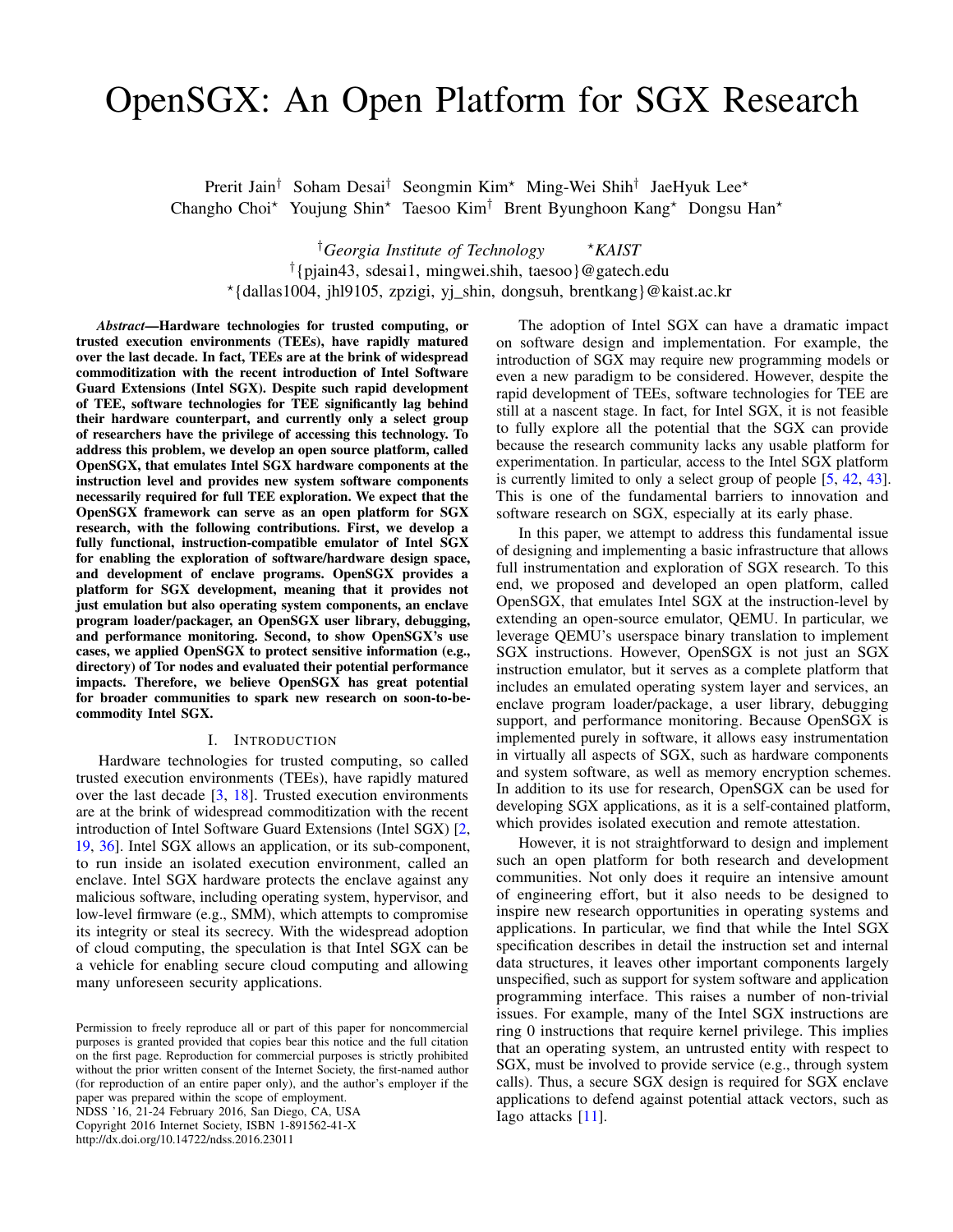# OpenSGX: An Open Platform for SGX Research

Prerit Jain[†] Soham Desai[†] Seongmin Kim[⋆] Ming-Wei Shih[†] JaeHyuk Lee[⋆]
Changho Choi[⋆] Youjung Shin[⋆] Taesoo Kim[†] Brent Byunghoon Kang[⋆] Dongsu Han[⋆]

[†]*Georgia Institute of Technology* [⋆]*KAIST*
[†]{pjain43, sdesai1, mingwei.shih, taesoo}@gatech.edu
[⋆]{dallas1004, jhl9105, zpzigi, yj_shin, dongsuh, brentkang}@kaist.ac.kr

***Abstract*—Hardware technologies for trusted computing, or trusted execution environments (TEEs), have rapidly matured over the last decade. In fact, TEEs are at the brink of widespread commoditization with the recent introduction of Intel Software Guard Extensions (Intel SGX). Despite such rapid development of TEE, software technologies for TEE significantly lag behind their hardware counterpart, and currently only a select group of researchers have the privilege of accessing this technology. To address this problem, we develop an open source platform, called OpenSGX, that emulates Intel SGX hardware components at the instruction level and provides new system software components necessarily required for full TEE exploration. We expect that the OpenSGX framework can serve as an open platform for SGX research, with the following contributions. First, we develop a fully functional, instruction-compatible emulator of Intel SGX for enabling the exploration of software/hardware design space, and development of enclave programs. OpenSGX provides a platform for SGX development, meaning that it provides not just emulation but also operating system components, an enclave program loader/packager, an OpenSGX user library, debugging, and performance monitoring. Second, to show OpenSGX's use cases, we applied OpenSGX to protect sensitive information (e.g., directory) of Tor nodes and evaluated their potential performance impacts. Therefore, we believe OpenSGX has great potential for broader communities to spark new research on soon-to-be-commodity Intel SGX.**

## I. Introduction

Hardware technologies for trusted computing, so called trusted execution environments (TEEs), have rapidly matured over the last decade [3, 18]. Trusted execution environments are at the brink of widespread commoditization with the recent introduction of Intel Software Guard Extensions (Intel SGX) [2, 19, 36]. Intel SGX allows an application, or its sub-component, to run inside an isolated execution environment, called an enclave. Intel SGX hardware protects the enclave against any malicious software, including operating system, hypervisor, and low-level firmware (e.g., SMM), which attempts to compromise its integrity or steal its secrecy. With the widespread adoption of cloud computing, the speculation is that Intel SGX can be a vehicle for enabling secure cloud computing and allowing many unforeseen security applications.

The adoption of Intel SGX can have a dramatic impact on software design and implementation. For example, the introduction of SGX may require new programming models or even a new paradigm to be considered. However, despite the rapid development of TEEs, software technologies for TEE are still at a nascent stage. In fact, for Intel SGX, it is not feasible to fully explore all the potential that the SGX can provide because the research community lacks any usable platform for experimentation. In particular, access to the Intel SGX platform is currently limited to only a select group of people [5, 42, 43]. This is one of the fundamental barriers to innovation and software research on SGX, especially at its early phase.

In this paper, we attempt to address this fundamental issue of designing and implementing a basic infrastructure that allows full instrumentation and exploration of SGX research. To this end, we proposed and developed an open platform, called OpenSGX, that emulates Intel SGX at the instruction-level by extending an open-source emulator, QEMU. In particular, we leverage QEMU's userspace binary translation to implement SGX instructions. However, OpenSGX is not just an SGX instruction emulator, but it serves as a complete platform that includes an emulated operating system layer and services, an enclave program loader/package, a user library, debugging support, and performance monitoring. Because OpenSGX is implemented purely in software, it allows easy instrumentation in virtually all aspects of SGX, such as hardware components and system software, as well as memory encryption schemes. In addition to its use for research, OpenSGX can be used for developing SGX applications, as it is a self-contained platform, which provides isolated execution and remote attestation.

However, it is not straightforward to design and implement such an open platform for both research and development communities. Not only does it require an intensive amount of engineering effort, but it also needs to be designed to inspire new research opportunities in operating systems and applications. In particular, we find that while the Intel SGX specification describes in detail the instruction set and internal data structures, it leaves other important components largely unspecified, such as support for system software and application programming interface. This raises a number of non-trivial issues. For example, many of the Intel SGX instructions are ring 0 instructions that require kernel privilege. This implies that an operating system, an untrusted entity with respect to SGX, must be involved to provide service (e.g., through system calls). Thus, a secure SGX design is required for SGX enclave applications to defend against potential attack vectors, such as Iago attacks [11].

Permission to freely reproduce all or part of this paper for noncommercial purposes is granted provided that copies bear this notice and the full citation on the first page. Reproduction for commercial purposes is strictly prohibited without the prior written consent of the Internet Society, the first-named author (for reproduction of an entire paper only), and the author's employer if the paper was prepared within the scope of employment.
NDSS '16, 21-24 February 2016, San Diego, CA, USA
Copyright 2016 Internet Society, ISBN 1-891562-41-X
http://dx.doi.org/10.14722/ndss.2016.23011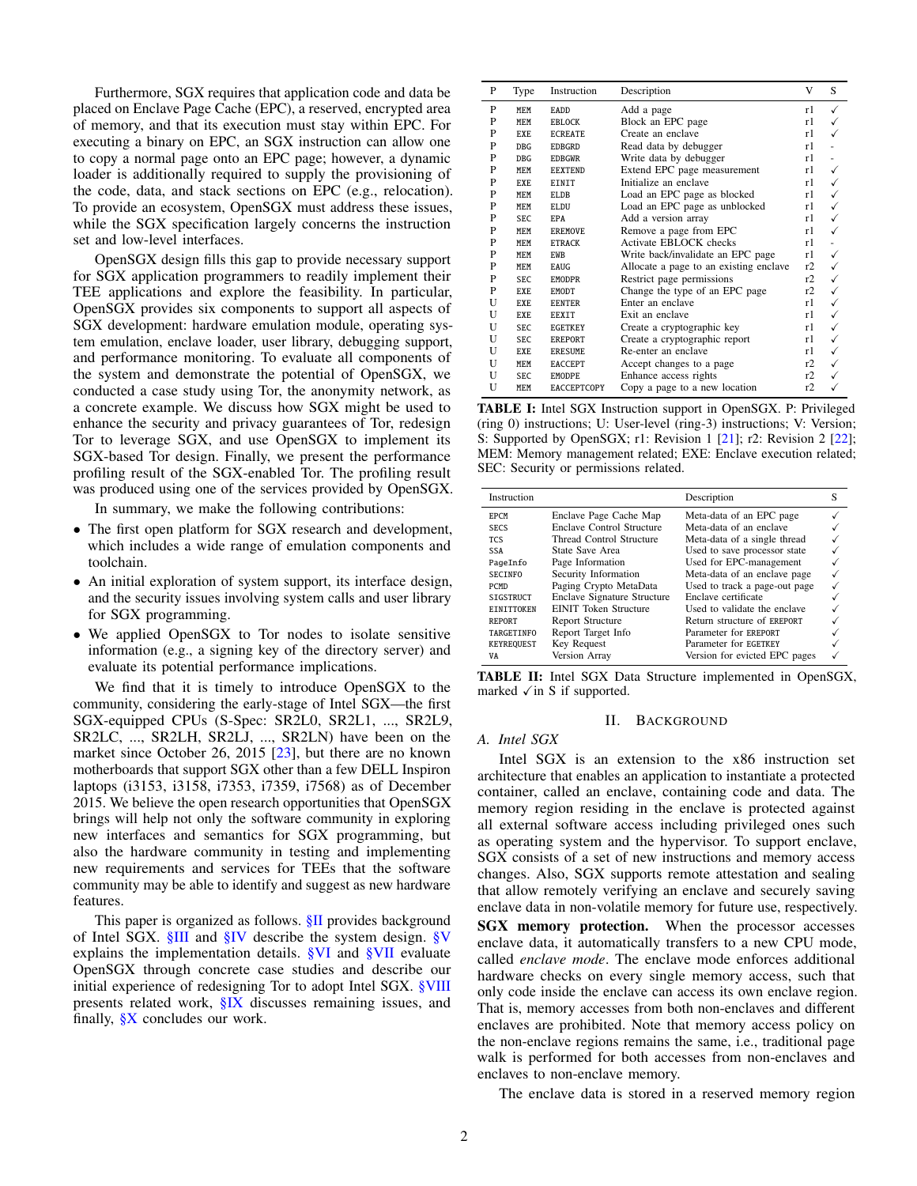Furthermore, SGX requires that application code and data be placed on Enclave Page Cache (EPC), a reserved, encrypted area of memory, and that its execution must stay within EPC. For executing a binary on EPC, an SGX instruction can allow one to copy a normal page onto an EPC page; however, a dynamic loader is additionally required to supply the provisioning of the code, data, and stack sections on EPC (e.g., relocation). To provide an ecosystem, OpenSGX must address these issues, while the SGX specification largely concerns the instruction set and low-level interfaces.

OpenSGX design fills this gap to provide necessary support for SGX application programmers to readily implement their TEE applications and explore the feasibility. In particular, OpenSGX provides six components to support all aspects of SGX development: hardware emulation module, operating system emulation, enclave loader, user library, debugging support, and performance monitoring. To evaluate all components of the system and demonstrate the potential of OpenSGX, we conducted a case study using Tor, the anonymity network, as a concrete example. We discuss how SGX might be used to enhance the security and privacy guarantees of Tor, redesign Tor to leverage SGX, and use OpenSGX to implement its SGX-based Tor design. Finally, we present the performance profiling result of the SGX-enabled Tor. The profiling result was produced using one of the services provided by OpenSGX.

In summary, we make the following contributions:

- The first open platform for SGX research and development, which includes a wide range of emulation components and toolchain.
- An initial exploration of system support, its interface design, and the security issues involving system calls and user library for SGX programming.
- We applied OpenSGX to Tor nodes to isolate sensitive information (e.g., a signing key of the directory server) and evaluate its potential performance implications.

We find that it is timely to introduce OpenSGX to the community, considering the early-stage of Intel SGX—the first SGX-equipped CPUs (S-Spec: SR2L0, SR2L1, ..., SR2L9, SR2LC, ..., SR2LH, SR2LJ, ..., SR2LN) have been on the market since October 26, 2015 [23], but there are no known motherboards that support SGX other than a few DELL Inspiron laptops (i3153, i3158, i7353, i7359, i7568) as of December 2015. We believe the open research opportunities that OpenSGX brings will help not only the software community in exploring new interfaces and semantics for SGX programming, but also the hardware community in testing and implementing new requirements and services for TEEs that the software community may be able to identify and suggest as new hardware features.

This paper is organized as follows. §II provides background of Intel SGX. §III and §IV describe the system design. §V explains the implementation details. §VI and §VII evaluate OpenSGX through concrete case studies and describe our initial experience of redesigning Tor to adopt Intel SGX. §VIII presents related work, §IX discusses remaining issues, and finally, §X concludes our work.

| P | Type | Instruction | Description | V | S |
|---|---|---|---|---|---|
| P | MEM | EADD | Add a page | r1 | ✓ |
| P | MEM | EBLOCK | Block an EPC page | r1 | ✓ |
| P | EXE | ECREATE | Create an enclave | r1 | ✓ |
| P | DBG | EDBGRD | Read data by debugger | r1 | - |
| P | DBG | EDBGWR | Write data by debugger | r1 | - |
| P | MEM | EEXTEND | Extend EPC page measurement | r1 | ✓ |
| P | EXE | EINIT | Initialize an enclave | r1 | ✓ |
| P | MEM | ELDB | Load an EPC page as blocked | r1 | ✓ |
| P | MEM | ELDU | Load an EPC page as unblocked | r1 | ✓ |
| P | SEC | EPA | Add a version array | r1 | ✓ |
| P | MEM | EREMOVE | Remove a page from EPC | r1 | ✓ |
| P | MEM | ETRACK | Activate EBLOCK checks | r1 | - |
| P | MEM | EWB | Write back/invalidate an EPC page | r1 | ✓ |
| P | MEM | EAUG | Allocate a page to an existing enclave | r2 | ✓ |
| P | SEC | EMODPR | Restrict page permissions | r2 | ✓ |
| P | EXE | EMODT | Change the type of an EPC page | r2 | ✓ |
| U | EXE | EENTER | Enter an enclave | r1 | ✓ |
| U | EXE | EEXIT | Exit an enclave | r1 | ✓ |
| U | SEC | EGETKEY | Create a cryptographic key | r1 | ✓ |
| U | SEC | EREPORT | Create a cryptographic report | r1 | ✓ |
| U | EXE | ERESUME | Re-enter an enclave | r1 | ✓ |
| U | MEM | EACCEPT | Accept changes to a page | r2 | ✓ |
| U | SEC | EMODPE | Enhance access rights | r2 | ✓ |
| U | MEM | EACCEPTCOPY | Copy a page to a new location | r2 | ✓ |

**TABLE I:** Intel SGX Instruction support in OpenSGX. P: Privileged (ring 0) instructions; U: User-level (ring-3) instructions; V: Version; S: Supported by OpenSGX; r1: Revision 1 [21]; r2: Revision 2 [22]; MEM: Memory management related; EXE: Enclave execution related; SEC: Security or permissions related.

| Instruction | | Description | S |
|---|---|---|---|
| EPCM | Enclave Page Cache Map | Meta-data of an EPC page | ✓ |
| SECS | Enclave Control Structure | Meta-data of an enclave | ✓ |
| TCS | Thread Control Structure | Meta-data of a single thread | ✓ |
| SSA | State Save Area | Used to save processor state | ✓ |
| PageInfo | Page Information | Used for EPC-management | ✓ |
| SECINFO | Security Information | Meta-data of an enclave page | ✓ |
| PCMD | Paging Crypto MetaData | Used to track a page-out page | ✓ |
| SIGSTRUCT | Enclave Signature Structure | Enclave certificate | ✓ |
| EINITTOKEN | EINIT Token Structure | Used to validate the enclave | ✓ |
| REPORT | Report Structure | Return structure of EREPORT | ✓ |
| TARGETINFO | Report Target Info | Parameter for EREPORT | ✓ |
| KEYREQUEST | Key Request | Parameter for EGETKEY | ✓ |
| VA | Version Array | Version for evicted EPC pages | ✓ |

**TABLE II:** Intel SGX Data Structure implemented in OpenSGX, marked ✓ in S if supported.

## II. Background

### A. Intel SGX

Intel SGX is an extension to the x86 instruction set architecture that enables an application to instantiate a protected container, called an enclave, containing code and data. The memory region residing in the enclave is protected against all external software access including privileged ones such as operating system and the hypervisor. To support enclave, SGX consists of a set of new instructions and memory access changes. Also, SGX supports remote attestation and sealing that allow remotely verifying an enclave and securely saving enclave data in non-volatile memory for future use, respectively.

**SGX memory protection.** When the processor accesses enclave data, it automatically transfers to a new CPU mode, called *enclave mode*. The enclave mode enforces additional hardware checks on every single memory access, such that only code inside the enclave can access its own enclave region. That is, memory accesses from both non-enclaves and different enclaves are prohibited. Note that memory access policy on the non-enclave regions remains the same, i.e., traditional page walk is performed for both accesses from non-enclaves and enclaves to non-enclave memory.

The enclave data is stored in a reserved memory region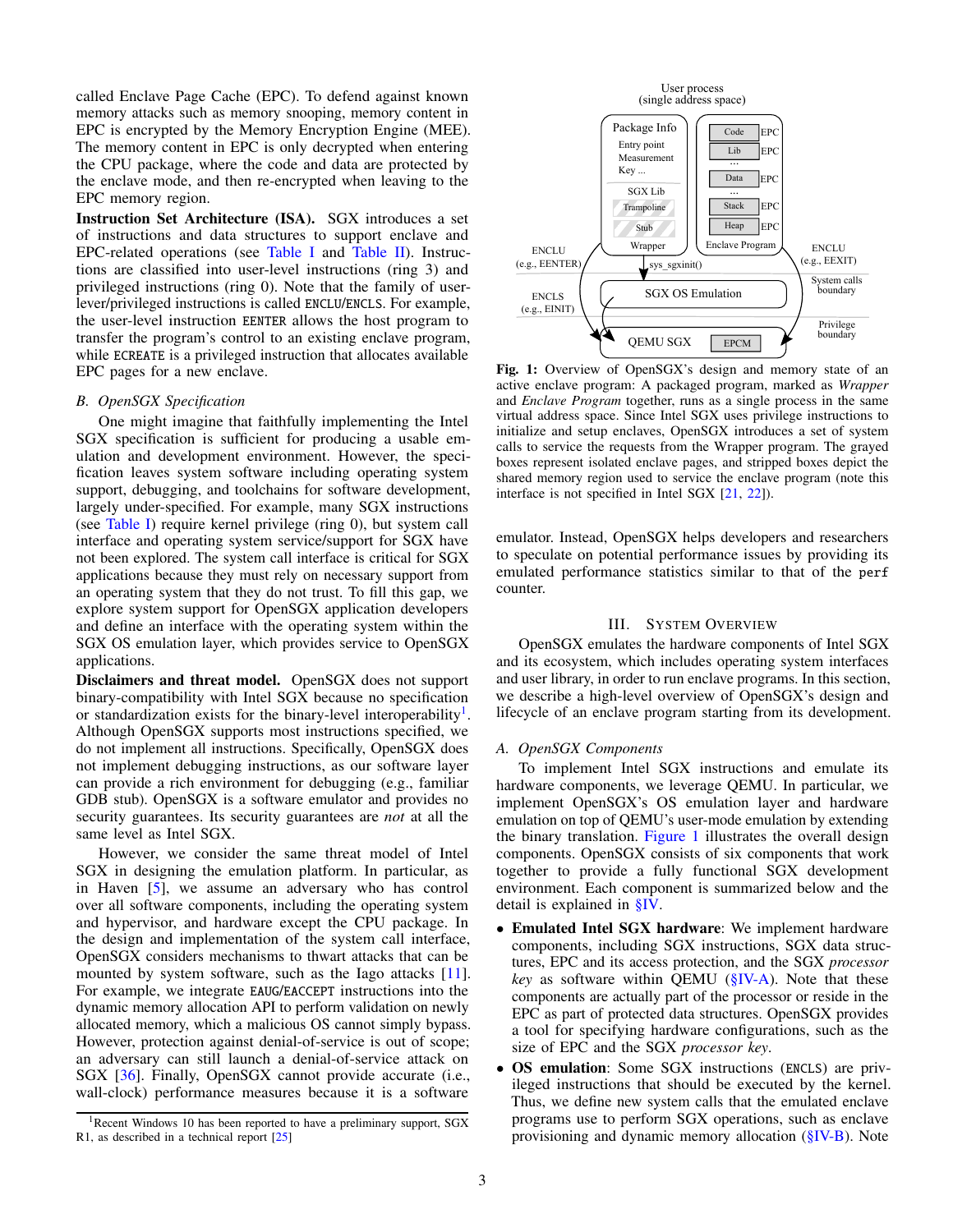called Enclave Page Cache (EPC). To defend against known memory attacks such as memory snooping, memory content in EPC is encrypted by the Memory Encryption Engine (MEE). The memory content in EPC is only decrypted when entering the CPU package, where the code and data are protected by the enclave mode, and then re-encrypted when leaving to the EPC memory region.

**Instruction Set Architecture (ISA).** SGX introduces a set of instructions and data structures to support enclave and EPC-related operations (see Table I and Table II). Instructions are classified into user-level instructions (ring 3) and privileged instructions (ring 0). Note that the family of user-lever/privileged instructions is called ENCLU/ENCLS. For example, the user-level instruction EENTER allows the host program to transfer the program's control to an existing enclave program, while ECREATE is a privileged instruction that allocates available EPC pages for a new enclave.

### B. OpenSGX Specification

One might imagine that faithfully implementing the Intel SGX specification is sufficient for producing a usable emulation and development environment. However, the specification leaves system software including operating system support, debugging, and toolchains for software development, largely under-specified. For example, many SGX instructions (see Table I) require kernel privilege (ring 0), but system call interface and operating system service/support for SGX have not been explored. The system call interface is critical for SGX applications because they must rely on necessary support from an operating system that they do not trust. To fill this gap, we explore system support for OpenSGX application developers and define an interface with the operating system within the SGX OS emulation layer, which provides service to OpenSGX applications.

**Disclaimers and threat model.** OpenSGX does not support binary-compatibility with Intel SGX because no specification or standardization exists for the binary-level interoperability[1]. Although OpenSGX supports most instructions specified, we do not implement all instructions. Specifically, OpenSGX does not implement debugging instructions, as our software layer can provide a rich environment for debugging (e.g., familiar GDB stub). OpenSGX is a software emulator and provides no security guarantees. Its security guarantees are *not* at all the same level as Intel SGX.

However, we consider the same threat model of Intel SGX in designing the emulation platform. In particular, as in Haven [5], we assume an adversary who has control over all software components, including the operating system and hypervisor, and hardware except the CPU package. In the design and implementation of the system call interface, OpenSGX considers mechanisms to thwart attacks that can be mounted by system software, such as the Iago attacks [11]. For example, we integrate EAUG/EACCEPT instructions into the dynamic memory allocation API to perform validation on newly allocated memory, which a malicious OS cannot simply bypass. However, protection against denial-of-service is out of scope; an adversary can still launch a denial-of-service attack on SGX [36]. Finally, OpenSGX cannot provide accurate (i.e., wall-clock) performance measures because it is a software emulator. Instead, OpenSGX helps developers and researchers to speculate on potential performance issues by providing its emulated performance statistics similar to that of the perf counter.

[1] Recent Windows 10 has been reported to have a preliminary support, SGX R1, as described in a technical report [25]

**Fig. 1:** Overview of OpenSGX's design and memory state of an active enclave program: A packaged program, marked as *Wrapper* and *Enclave Program* together, runs as a single process in the same virtual address space. Since Intel SGX uses privilege instructions to initialize and setup enclaves, OpenSGX introduces a set of system calls to service the requests from the Wrapper program. The grayed boxes represent isolated enclave pages, and stripped boxes depict the shared memory region used to service the enclave program (note this interface is not specified in Intel SGX [21, 22]).

## III. System Overview

OpenSGX emulates the hardware components of Intel SGX and its ecosystem, which includes operating system interfaces and user library, in order to run enclave programs. In this section, we describe a high-level overview of OpenSGX's design and lifecycle of an enclave program starting from its development.

### A. OpenSGX Components

To implement Intel SGX instructions and emulate its hardware components, we leverage QEMU. In particular, we implement OpenSGX's OS emulation layer and hardware emulation on top of QEMU's user-mode emulation by extending the binary translation. Figure 1 illustrates the overall design components. OpenSGX consists of six components that work together to provide a fully functional SGX development environment. Each component is summarized below and the detail is explained in §IV.

- **Emulated Intel SGX hardware**: We implement hardware components, including SGX instructions, SGX data structures, EPC and its access protection, and the SGX *processor key* as software within QEMU (§IV-A). Note that these components are actually part of the processor or reside in the EPC as part of protected data structures. OpenSGX provides a tool for specifying hardware configurations, such as the size of EPC and the SGX *processor key*.
- **OS emulation**: Some SGX instructions (ENCLS) are privileged instructions that should be executed by the kernel. Thus, we define new system calls that the emulated enclave programs use to perform SGX operations, such as enclave provisioning and dynamic memory allocation (§IV-B). Note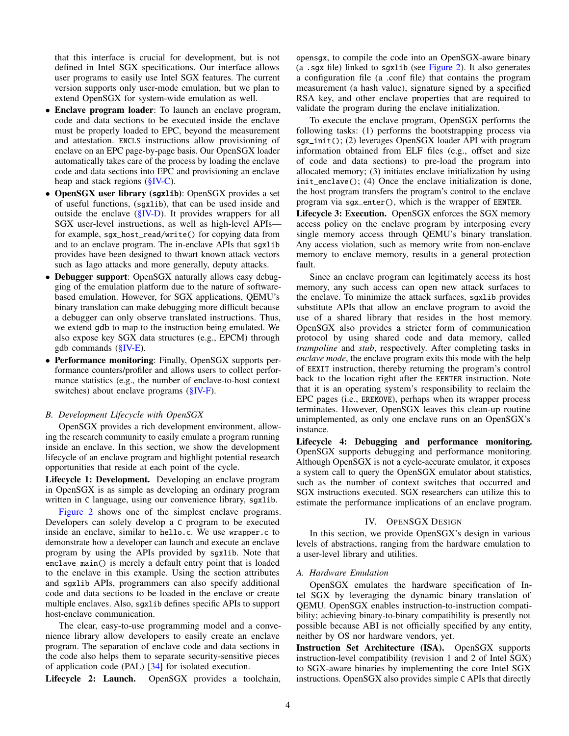that this interface is crucial for development, but is not defined in Intel SGX specifications. Our interface allows user programs to easily use Intel SGX features. The current version supports only user-mode emulation, but we plan to extend OpenSGX for system-wide emulation as well.

- **Enclave program loader**: To launch an enclave program, code and data sections to be executed inside the enclave must be properly loaded to EPC, beyond the measurement and attestation. `ENCLS` instructions allow provisioning of enclave on an EPC page-by-page basis. Our OpenSGX loader automatically takes care of the process by loading the enclave code and data sections into EPC and provisioning an enclave heap and stack regions (§IV-C).
- **OpenSGX user library (`sgxlib`)**: OpenSGX provides a set of useful functions, (`sgxlib`), that can be used inside and outside the enclave (§IV-D). It provides wrappers for all SGX user-level instructions, as well as high-level APIs—for example, `sgx_host_read/write()` for copying data from and to an enclave program. The in-enclave APIs that `sgxlib` provides have been designed to thwart known attack vectors such as Iago attacks and more generally, deputy attacks.
- **Debugger support**: OpenSGX naturally allows easy debugging of the emulation platform due to the nature of software-based emulation. However, for SGX applications, QEMU's binary translation can make debugging more difficult because a debugger can only observe translated instructions. Thus, we extend `gdb` to map to the instruction being emulated. We also expose key SGX data structures (e.g., EPCM) through gdb commands (§IV-E).
- **Performance monitoring**: Finally, OpenSGX supports performance counters/profiler and allows users to collect performance statistics (e.g., the number of enclave-to-host context switches) about enclave programs (§IV-F).

### B. Development Lifecycle with OpenSGX

OpenSGX provides a rich development environment, allowing the research community to easily emulate a program running inside an enclave. In this section, we show the development lifecycle of an enclave program and highlight potential research opportunities that reside at each point of the cycle.

**Lifecycle 1: Development.** Developing an enclave program in OpenSGX is as simple as developing an ordinary program written in `C` language, using our convenience library, `sgxlib`.

Figure 2 shows one of the simplest enclave programs. Developers can solely develop a `C` program to be executed inside an enclave, similar to `hello.c`. We use `wrapper.c` to demonstrate how a developer can launch and execute an enclave program by using the APIs provided by `sgxlib`. Note that `enclave_main()` is merely a default entry point that is loaded to the enclave in this example. Using the section attributes and `sgxlib` APIs, programmers can also specify additional code and data sections to be loaded in the enclave or create multiple enclaves. Also, `sgxlib` defines specific APIs to support host-enclave communication.

The clear, easy-to-use programming model and a convenience library allow developers to easily create an enclave program. The separation of enclave code and data sections in the code also helps them to separate security-sensitive pieces of application code (PAL) [34] for isolated execution.

**Lifecycle 2: Launch.** OpenSGX provides a toolchain, `opensgx`, to compile the code into an OpenSGX-aware binary (a `.sgx` file) linked to `sgxlib` (see Figure 2). It also generates a configuration file (a .conf file) that contains the program measurement (a hash value), signature signed by a specified RSA key, and other enclave properties that are required to validate the program during the enclave initialization.

To execute the enclave program, OpenSGX performs the following tasks: (1) performs the bootstrapping process via `sgx_init()`; (2) leverages OpenSGX loader API with program information obtained from ELF files (e.g., offset and size of code and data sections) to pre-load the program into allocated memory; (3) initiates enclave initialization by using `init_enclave()`; (4) Once the enclave initialization is done, the host program transfers the program's control to the enclave program via `sgx_enter()`, which is the wrapper of `EENTER`.

**Lifecycle 3: Execution.** OpenSGX enforces the SGX memory access policy on the enclave program by interposing every single memory access through QEMU's binary translation. Any access violation, such as memory write from non-enclave memory to enclave memory, results in a general protection fault.

Since an enclave program can legitimately access its host memory, any such access can open new attack surfaces to the enclave. To minimize the attack surfaces, `sgxlib` provides substitute APIs that allow an enclave program to avoid the use of a shared library that resides in the host memory. OpenSGX also provides a stricter form of communication protocol by using shared code and data memory, called *trampoline* and *stub*, respectively. After completing tasks in *enclave mode*, the enclave program exits this mode with the help of `EEXIT` instruction, thereby returning the program's control back to the location right after the `EENTER` instruction. Note that it is an operating system's responsibility to reclaim the EPC pages (i.e., `EREMOVE`), perhaps when its wrapper process terminates. However, OpenSGX leaves this clean-up routine unimplemented, as only one enclave runs on an OpenSGX's instance.

**Lifecycle 4: Debugging and performance monitoring.** OpenSGX supports debugging and performance monitoring. Although OpenSGX is not a cycle-accurate emulator, it exposes a system call to query the OpenSGX emulator about statistics, such as the number of context switches that occurred and SGX instructions executed. SGX researchers can utilize this to estimate the performance implications of an enclave program.

## IV. OpenSGX Design

In this section, we provide OpenSGX's design in various levels of abstractions, ranging from the hardware emulation to a user-level library and utilities.

### A. Hardware Emulation

OpenSGX emulates the hardware specification of Intel SGX by leveraging the dynamic binary translation of QEMU. OpenSGX enables instruction-to-instruction compatibility; achieving binary-to-binary compatibility is presently not possible because ABI is not officially specified by any entity, neither by OS nor hardware vendors, yet.

**Instruction Set Architecture (ISA).** OpenSGX supports instruction-level compatibility (revision 1 and 2 of Intel SGX) to SGX-aware binaries by implementing the core Intel SGX instructions. OpenSGX also provides simple `C` APIs that directly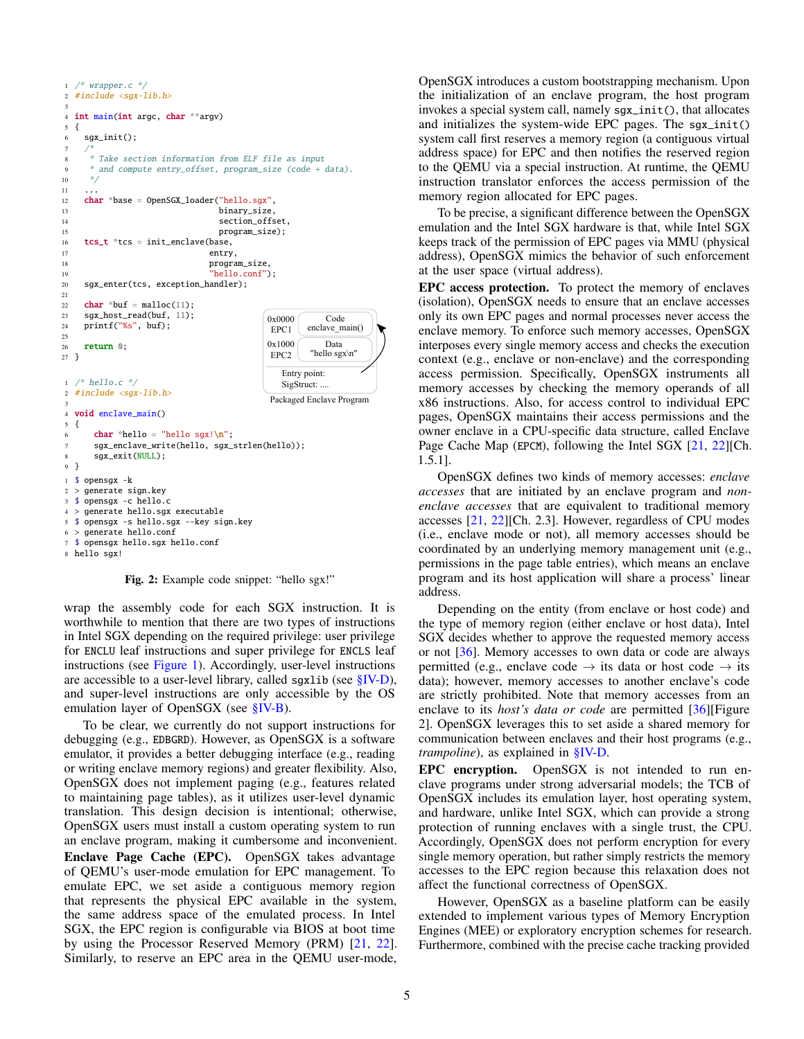```c
/* wrapper.c */
#include <sgx-lib.h>

int main(int argc, char **argv)
{
  sgx_init();
  /*
   * Take section information from ELF file as input
   * and compute entry_offset, program_size (code + data).
   */
  ...
  char *base = OpenSGX_loader("hello.sgx",
                              binary_size,
                              section_offset,
                              program_size);
  tcs_t *tcs = init_enclave(base,
                            entry,
                            program_size,
                            "hello.conf");
  sgx_enter(tcs, exception_handler);

  char *buf = malloc(11);
  sgx_host_read(buf, 11);
  printf("%s", buf);

  return 0;
}
```

| | |
|---|---|
| 0x0000 EPC1 | Code enclave_main() |
| 0x1000 EPC2 | Data "hello sgx\n" |
| Entry point: SigStruct: .... | |

Packaged Enclave Program

```c
/* hello.c */
#include <sgx-lib.h>

void enclave_main()
{
    char *hello = "hello sgx!\n";
    sgx_enclave_write(hello, sgx_strlen(hello));
    sgx_exit(NULL);
}
```

```
$ opensgx -k
> generate sign.key
$ opensgx -c hello.c
> generate hello.sgx executable
$ opensgx -s hello.sgx --key sign.key
> generate hello.conf
$ opensgx hello.sgx hello.conf
hello sgx!
```

**Fig. 2:** Example code snippet: "hello sgx!"

wrap the assembly code for each SGX instruction. It is worthwhile to mention that there are two types of instructions in Intel SGX depending on the required privilege: user privilege for ENCLU leaf instructions and super privilege for ENCLS leaf instructions (see Figure 1). Accordingly, user-level instructions are accessible to a user-level library, called sgxlib (see §IV-D), and super-level instructions are only accessible by the OS emulation layer of OpenSGX (see §IV-B).

To be clear, we currently do not support instructions for debugging (e.g., EDBGRD). However, as OpenSGX is a software emulator, it provides a better debugging interface (e.g., reading or writing enclave memory regions) and greater flexibility. Also, OpenSGX does not implement paging (e.g., features related to maintaining page tables), as it utilizes user-level dynamic translation. This design decision is intentional; otherwise, OpenSGX users must install a custom operating system to run an enclave program, making it cumbersome and inconvenient.

**Enclave Page Cache (EPC).** OpenSGX takes advantage of QEMU's user-mode emulation for EPC management. To emulate EPC, we set aside a contiguous memory region that represents the physical EPC available in the system, the same address space of the emulated process. In Intel SGX, the EPC region is configurable via BIOS at boot time by using the Processor Reserved Memory (PRM) [21, 22]. Similarly, to reserve an EPC area in the QEMU user-mode, OpenSGX introduces a custom bootstrapping mechanism. Upon the initialization of an enclave program, the host program invokes a special system call, namely sgx_init(), that allocates and initializes the system-wide EPC pages. The sgx_init() system call first reserves a memory region (a contiguous virtual address space) for EPC and then notifies the reserved region to the QEMU via a special instruction. At runtime, the QEMU instruction translator enforces the access permission of the memory region allocated for EPC pages.

To be precise, a significant difference between the OpenSGX emulation and the Intel SGX hardware is that, while Intel SGX keeps track of the permission of EPC pages via MMU (physical address), OpenSGX mimics the behavior of such enforcement at the user space (virtual address).

**EPC access protection.** To protect the memory of enclaves (isolation), OpenSGX needs to ensure that an enclave accesses only its own EPC pages and normal processes never access the enclave memory. To enforce such memory accesses, OpenSGX interposes every single memory access and checks the execution context (e.g., enclave or non-enclave) and the corresponding access permission. Specifically, OpenSGX instruments all memory accesses by checking the memory operands of all x86 instructions. Also, for access control to individual EPC pages, OpenSGX maintains their access permissions and the owner enclave in a CPU-specific data structure, called Enclave Page Cache Map (EPCM), following the Intel SGX [21, 22][Ch. 1.5.1].

OpenSGX defines two kinds of memory accesses: *enclave accesses* that are initiated by an enclave program and *non-enclave accesses* that are equivalent to traditional memory accesses [21, 22][Ch. 2.3]. However, regardless of CPU modes (i.e., enclave mode or not), all memory accesses should be coordinated by an underlying memory management unit (e.g., permissions in the page table entries), which means an enclave program and its host application will share a process' linear address.

Depending on the entity (from enclave or host code) and the type of memory region (either enclave or host data), Intel SGX decides whether to approve the requested memory access or not [36]. Memory accesses to own data or code are always permitted (e.g., enclave code → its data or host code → its data); however, memory accesses to another enclave's code are strictly prohibited. Note that memory accesses from an enclave to its *host's data or code* are permitted [36][Figure 2]. OpenSGX leverages this to set aside a shared memory for communication between enclaves and their host programs (e.g., *trampoline*), as explained in §IV-D.

**EPC encryption.** OpenSGX is not intended to run enclave programs under strong adversarial models; the TCB of OpenSGX includes its emulation layer, host operating system, and hardware, unlike Intel SGX, which can provide a strong protection of running enclaves with a single trust, the CPU. Accordingly, OpenSGX does not perform encryption for every single memory operation, but rather simply restricts the memory accesses to the EPC region because this relaxation does not affect the functional correctness of OpenSGX.

However, OpenSGX as a baseline platform can be easily extended to implement various types of Memory Encryption Engines (MEE) or exploratory encryption schemes for research. Furthermore, combined with the precise cache tracking provided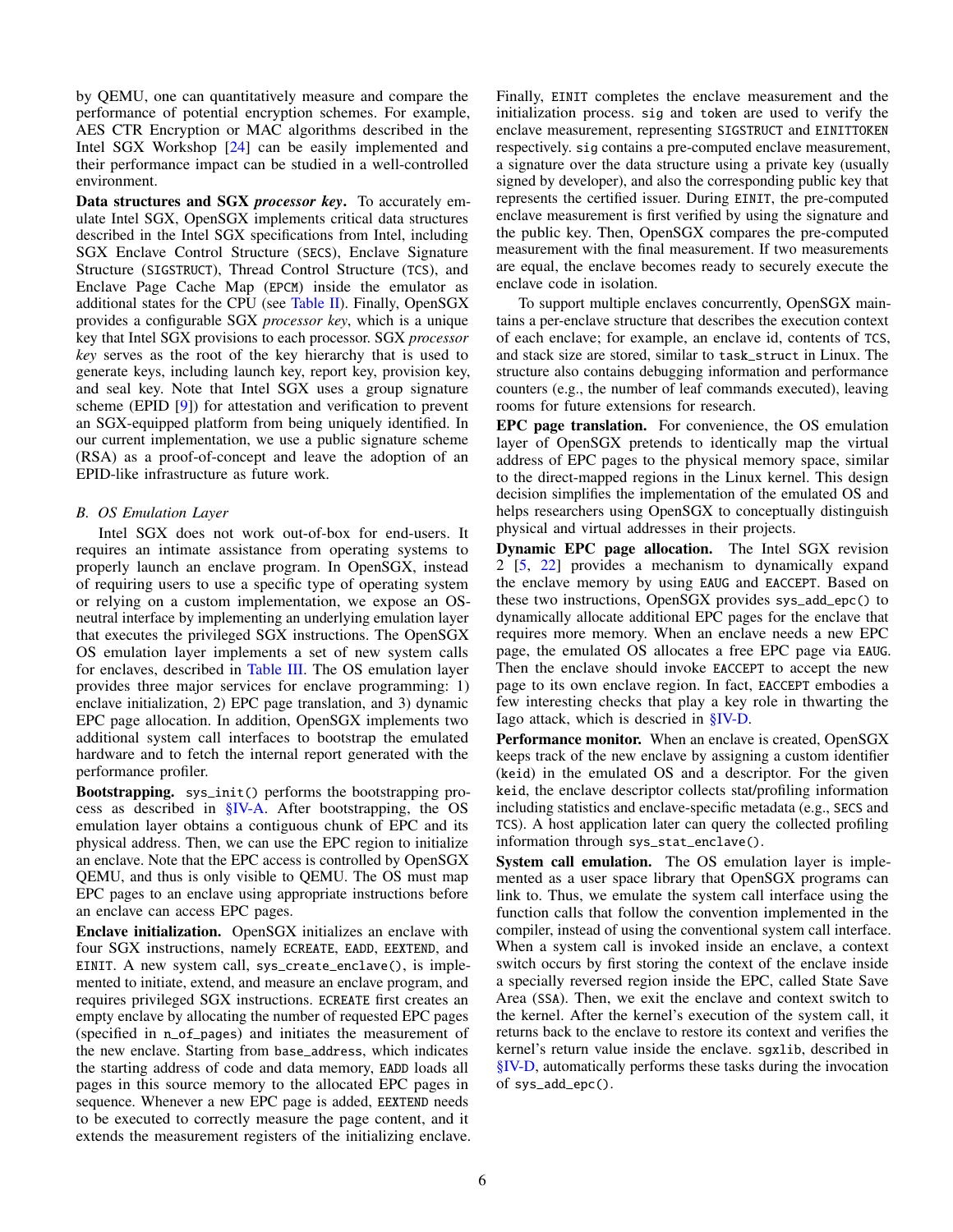by QEMU, one can quantitatively measure and compare the performance of potential encryption schemes. For example, AES CTR Encryption or MAC algorithms described in the Intel SGX Workshop [24] can be easily implemented and their performance impact can be studied in a well-controlled environment.

**Data structures and SGX *processor key*.** To accurately emulate Intel SGX, OpenSGX implements critical data structures described in the Intel SGX specifications from Intel, including SGX Enclave Control Structure (`SECS`), Enclave Signature Structure (`SIGSTRUCT`), Thread Control Structure (`TCS`), and Enclave Page Cache Map (`EPCM`) inside the emulator as additional states for the CPU (see Table II). Finally, OpenSGX provides a configurable SGX *processor key*, which is a unique key that Intel SGX provisions to each processor. SGX *processor key* serves as the root of the key hierarchy that is used to generate keys, including launch key, report key, provision key, and seal key. Note that Intel SGX uses a group signature scheme (EPID [9]) for attestation and verification to prevent an SGX-equipped platform from being uniquely identified. In our current implementation, we use a public signature scheme (RSA) as a proof-of-concept and leave the adoption of an EPID-like infrastructure as future work.

### B. OS Emulation Layer

Intel SGX does not work out-of-box for end-users. It requires an intimate assistance from operating systems to properly launch an enclave program. In OpenSGX, instead of requiring users to use a specific type of operating system or relying on a custom implementation, we expose an OS-neutral interface by implementing an underlying emulation layer that executes the privileged SGX instructions. The OpenSGX OS emulation layer implements a set of new system calls for enclaves, described in Table III. The OS emulation layer provides three major services for enclave programming: 1) enclave initialization, 2) EPC page translation, and 3) dynamic EPC page allocation. In addition, OpenSGX implements two additional system call interfaces to bootstrap the emulated hardware and to fetch the internal report generated with the performance profiler.

**Bootstrapping.** `sys_init()` performs the bootstrapping process as described in §IV-A. After bootstrapping, the OS emulation layer obtains a contiguous chunk of EPC and its physical address. Then, we can use the EPC region to initialize an enclave. Note that the EPC access is controlled by OpenSGX QEMU, and thus is only visible to QEMU. The OS must map EPC pages to an enclave using appropriate instructions before an enclave can access EPC pages.

**Enclave initialization.** OpenSGX initializes an enclave with four SGX instructions, namely `ECREATE`, `EADD`, `EEXTEND`, and `EINIT`. A new system call, `sys_create_enclave()`, is implemented to initiate, extend, and measure an enclave program, and requires privileged SGX instructions. `ECREATE` first creates an empty enclave by allocating the number of requested EPC pages (specified in `n_of_pages`) and initiates the measurement of the new enclave. Starting from `base_address`, which indicates the starting address of code and data memory, `EADD` loads all pages in this source memory to the allocated EPC pages in sequence. Whenever a new EPC page is added, `EEXTEND` needs to be executed to correctly measure the page content, and it extends the measurement registers of the initializing enclave. Finally, `EINIT` completes the enclave measurement and the initialization process. `sig` and `token` are used to verify the enclave measurement, representing `SIGSTRUCT` and `EINITTOKEN` respectively. `sig` contains a pre-computed enclave measurement, a signature over the data structure using a private key (usually signed by developer), and also the corresponding public key that represents the certified issuer. During `EINIT`, the pre-computed enclave measurement is first verified by using the signature and the public key. Then, OpenSGX compares the pre-computed measurement with the final measurement. If two measurements are equal, the enclave becomes ready to securely execute the enclave code in isolation.

To support multiple enclaves concurrently, OpenSGX maintains a per-enclave structure that describes the execution context of each enclave; for example, an enclave id, contents of `TCS`, and stack size are stored, similar to `task_struct` in Linux. The structure also contains debugging information and performance counters (e.g., the number of leaf commands executed), leaving rooms for future extensions for research.

**EPC page translation.** For convenience, the OS emulation layer of OpenSGX pretends to identically map the virtual address of EPC pages to the physical memory space, similar to the direct-mapped regions in the Linux kernel. This design decision simplifies the implementation of the emulated OS and helps researchers using OpenSGX to conceptually distinguish physical and virtual addresses in their projects.

**Dynamic EPC page allocation.** The Intel SGX revision 2 [5, 22] provides a mechanism to dynamically expand the enclave memory by using `EAUG` and `EACCEPT`. Based on these two instructions, OpenSGX provides `sys_add_epc()` to dynamically allocate additional EPC pages for the enclave that requires more memory. When an enclave needs a new EPC page, the emulated OS allocates a free EPC page via `EAUG`. Then the enclave should invoke `EACCEPT` to accept the new page to its own enclave region. In fact, `EACCEPT` embodies a few interesting checks that play a key role in thwarting the Iago attack, which is described in §IV-D.

**Performance monitor.** When an enclave is created, OpenSGX keeps track of the new enclave by assigning a custom identifier (`keid`) in the emulated OS and a descriptor. For the given `keid`, the enclave descriptor collects stat/profiling information including statistics and enclave-specific metadata (e.g., `SECS` and `TCS`). A host application later can query the collected profiling information through `sys_stat_enclave()`.

**System call emulation.** The OS emulation layer is implemented as a user space library that OpenSGX programs can link to. Thus, we emulate the system call interface using the function calls that follow the convention implemented in the compiler, instead of using the conventional system call interface. When a system call is invoked inside an enclave, a context switch occurs by first storing the context of the enclave inside a specially reversed region inside the EPC, called State Save Area (`SSA`). Then, we exit the enclave and context switch to the kernel. After the kernel's execution of the system call, it returns back to the enclave to restore its context and verifies the kernel's return value inside the enclave. `sgxlib`, described in §IV-D, automatically performs these tasks during the invocation of `sys_add_epc()`.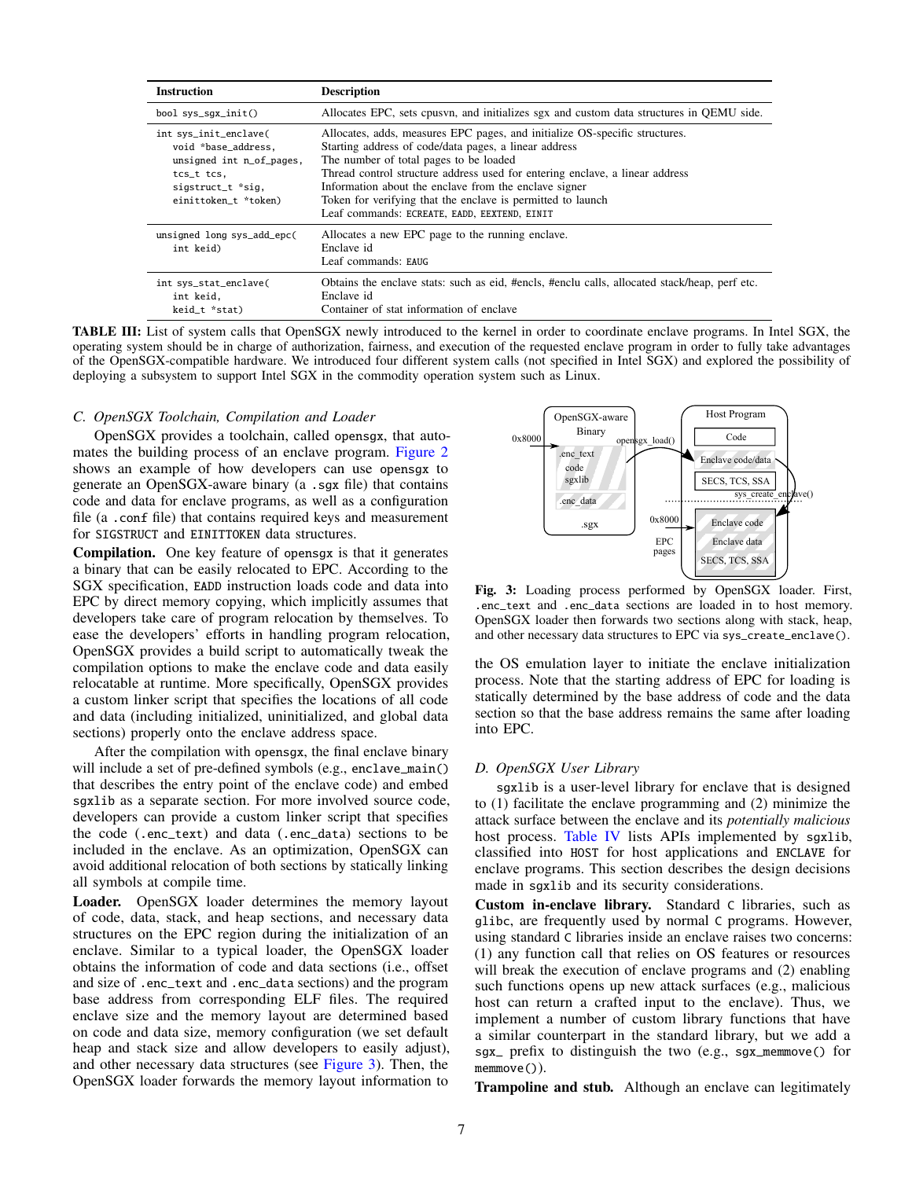| Instruction | Description |
|---|---|
| `bool sys_sgx_init()` | Allocates EPC, sets cpusvn, and initializes sgx and custom data structures in QEMU side. |
| `int sys_init_enclave(` | Allocates, adds, measures EPC pages, and initialize OS-specific structures. |
| `void *base_address,` | Starting address of code/data pages, a linear address |
| `unsigned int n_of_pages,` | The number of total pages to be loaded |
| `tcs_t tcs,` | Thread control structure address used for entering enclave, a linear address |
| `sigstruct_t *sig,` | Information about the enclave from the enclave signer |
| `einittoken_t *token)` | Token for verifying that the enclave is permitted to launch |
| | Leaf commands: `ECREATE`, `EADD`, `EEXTEND`, `EINIT` |
| `unsigned long sys_add_epc(` | Allocates a new EPC page to the running enclave. |
| `int keid)` | Enclave id |
| | Leaf commands: `EAUG` |
| `int sys_stat_enclave(` | Obtains the enclave stats: such as eid, #encls, #enclu calls, allocated stack/heap, perf etc. |
| `int keid,` | Enclave id |
| `keid_t *stat)` | Container of stat information of enclave |

**TABLE III:** List of system calls that OpenSGX newly introduced to the kernel in order to coordinate enclave programs. In Intel SGX, the operating system should be in charge of authorization, fairness, and execution of the requested enclave program in order to fully take advantages of the OpenSGX-compatible hardware. We introduced four different system calls (not specified in Intel SGX) and explored the possibility of deploying a subsystem to support Intel SGX in the commodity operation system such as Linux.

### C. OpenSGX Toolchain, Compilation and Loader

OpenSGX provides a toolchain, called `opensgx`, that automates the building process of an enclave program. Figure 2 shows an example of how developers can use `opensgx` to generate an OpenSGX-aware binary (a `.sgx` file) that contains code and data for enclave programs, as well as a configuration file (a `.conf` file) that contains required keys and measurement for `SIGSTRUCT` and `EINITTOKEN` data structures.

**Compilation.** One key feature of `opensgx` is that it generates a binary that can be easily relocated to EPC. According to the SGX specification, `EADD` instruction loads code and data into EPC by direct memory copying, which implicitly assumes that developers take care of program relocation by themselves. To ease the developers' efforts in handling program relocation, OpenSGX provides a build script to automatically tweak the compilation options to make the enclave code and data easily relocatable at runtime. More specifically, OpenSGX provides a custom linker script that specifies the locations of all code and data (including initialized, uninitialized, and global data sections) properly onto the enclave address space.

After the compilation with `opensgx`, the final enclave binary will include a set of pre-defined symbols (e.g., `enclave_main()` that describes the entry point of the enclave code) and embed `sgxlib` as a separate section. For more involved source code, developers can provide a custom linker script that specifies the code (`.enc_text`) and data (`.enc_data`) sections to be included in the enclave. As an optimization, OpenSGX can avoid additional relocation of both sections by statically linking all symbols at compile time.

**Loader.** OpenSGX loader determines the memory layout of code, data, stack, and heap sections, and necessary data structures on the EPC region during the initialization of an enclave. Similar to a typical loader, the OpenSGX loader obtains the information of code and data sections (i.e., offset and size of `.enc_text` and `.enc_data` sections) and the program base address from corresponding ELF files. The required enclave size and the memory layout are determined based on code and data size, memory configuration (we set default heap and stack size and allow developers to easily adjust), and other necessary data structures (see Figure 3). Then, the OpenSGX loader forwards the memory layout information to the OS emulation layer to initiate the enclave initialization process. Note that the starting address of EPC for loading is statically determined by the base address of code and the data section so that the base address remains the same after loading into EPC.

**Fig. 3:** Loading process performed by OpenSGX loader. First, `.enc_text` and `.enc_data` sections are loaded in to host memory. OpenSGX loader then forwards two sections along with stack, heap, and other necessary data structures to EPC via `sys_create_enclave()`.

### D. OpenSGX User Library

`sgxlib` is a user-level library for enclave that is designed to (1) facilitate the enclave programming and (2) minimize the attack surface between the enclave and its *potentially malicious* host process. Table IV lists APIs implemented by `sgxlib`, classified into `HOST` for host applications and `ENCLAVE` for enclave programs. This section describes the design decisions made in `sgxlib` and its security considerations.

**Custom in-enclave library.** Standard C libraries, such as `glibc`, are frequently used by normal C programs. However, using standard C libraries inside an enclave raises two concerns: (1) any function call that relies on OS features or resources will break the execution of enclave programs and (2) enabling such functions opens up new attack surfaces (e.g., malicious host can return a crafted input to the enclave). Thus, we implement a number of custom library functions that have a similar counterpart in the standard library, but we add a `sgx_` prefix to distinguish the two (e.g., `sgx_memmove()` for `memmove()`).

**Trampoline and stub.** Although an enclave can legitimately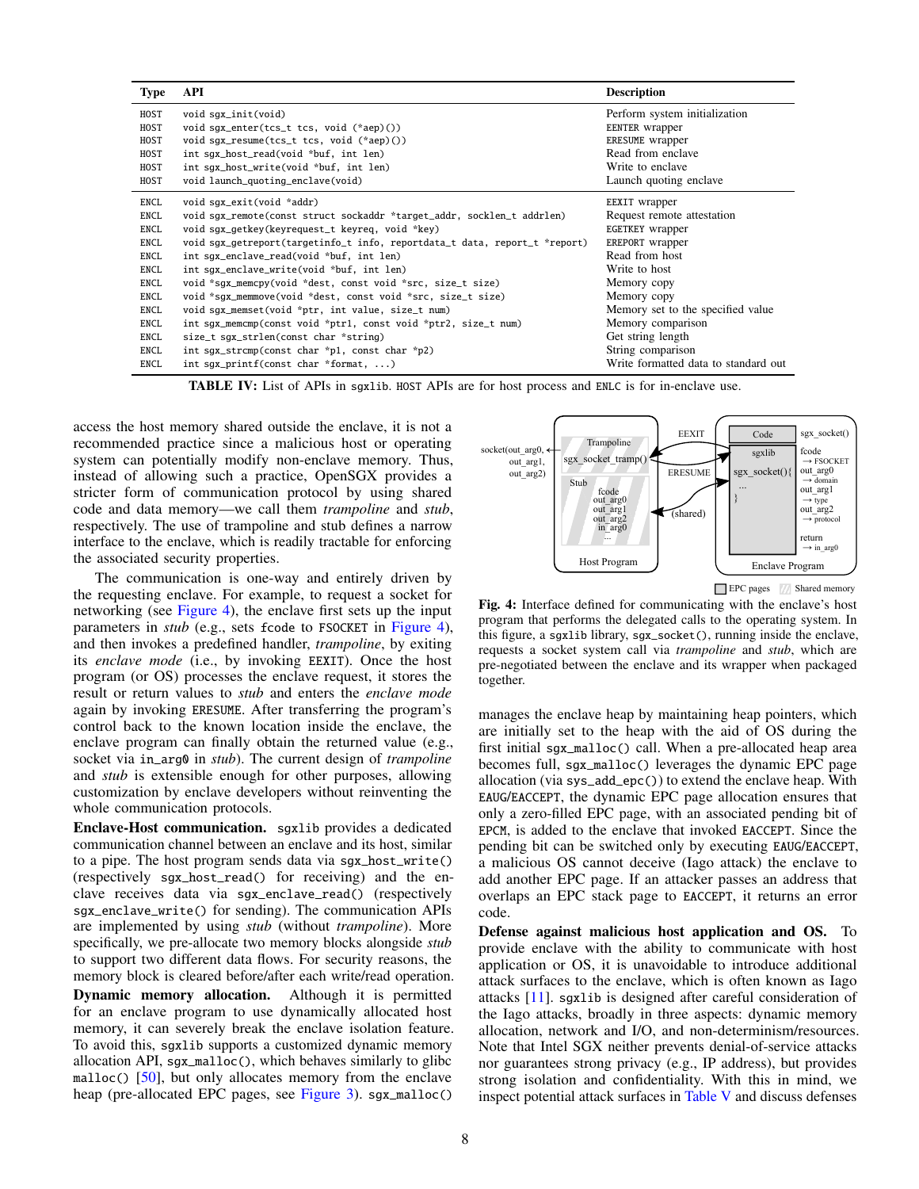| Type | API | Description |
|---|---|---|
| HOST | `void sgx_init(void)` | Perform system initialization |
| HOST | `void sgx_enter(tcs_t tcs, void (*aep)())` | EENTER wrapper |
| HOST | `void sgx_resume(tcs_t tcs, void (*aep)())` | ERESUME wrapper |
| HOST | `int sgx_host_read(void *buf, int len)` | Read from enclave |
| HOST | `int sgx_host_write(void *buf, int len)` | Write to enclave |
| HOST | `void launch_quoting_enclave(void)` | Launch quoting enclave |
| ENCL | `void sgx_exit(void *addr)` | EEXIT wrapper |
| ENCL | `void sgx_remote(const struct sockaddr *target_addr, socklen_t addrlen)` | Request remote attestation |
| ENCL | `void sgx_getkey(keyrequest_t keyreq, void *key)` | EGETKEY wrapper |
| ENCL | `void sgx_getreport(targetinfo_t info, reportdata_t data, report_t *report)` | EREPORT wrapper |
| ENCL | `int sgx_enclave_read(void *buf, int len)` | Read from host |
| ENCL | `int sgx_enclave_write(void *buf, int len)` | Write to host |
| ENCL | `void *sgx_memcpy(void *dest, const void *src, size_t size)` | Memory copy |
| ENCL | `void *sgx_memmove(void *dest, const void *src, size_t size)` | Memory copy |
| ENCL | `void sgx_memset(void *ptr, int value, size_t num)` | Memory set to the specified value |
| ENCL | `int sgx_memcmp(const void *ptr1, const void *ptr2, size_t num)` | Memory comparison |
| ENCL | `size_t sgx_strlen(const char *string)` | Get string length |
| ENCL | `int sgx_strcmp(const char *p1, const char *p2)` | String comparison |
| ENCL | `int sgx_printf(const char *format, ...)` | Write formatted data to standard out |

**TABLE IV:** List of APIs in `sgxlib`. `HOST` APIs are for host process and `ENLC` is for in-enclave use.

access the host memory shared outside the enclave, it is not a recommended practice since a malicious host or operating system can potentially modify non-enclave memory. Thus, instead of allowing such a practice, OpenSGX provides a stricter form of communication protocol by using shared code and data memory—we call them *trampoline* and *stub*, respectively. The use of trampoline and stub defines a narrow interface to the enclave, which is readily tractable for enforcing the associated security properties.

The communication is one-way and entirely driven by the requesting enclave. For example, to request a socket for networking (see Figure 4), the enclave first sets up the input parameters in *stub* (e.g., sets `fcode` to `FSOCKET` in Figure 4), and then invokes a predefined handler, *trampoline*, by exiting its *enclave mode* (i.e., by invoking `EEXIT`). Once the host program (or OS) processes the enclave request, it stores the result or return values to *stub* and enters the *enclave mode* again by invoking `ERESUME`. After transferring the program's control back to the known location inside the enclave, the enclave program can finally obtain the returned value (e.g., socket via `in_arg0` in *stub*). The current design of *trampoline* and *stub* is extensible enough for other purposes, allowing customization by enclave developers without reinventing the whole communication protocols.

**Enclave-Host communication.** `sgxlib` provides a dedicated communication channel between an enclave and its host, similar to a pipe. The host program sends data via `sgx_host_write()` (respectively `sgx_host_read()` for receiving) and the enclave receives data via `sgx_enclave_read()` (respectively `sgx_enclave_write()` for sending). The communication APIs are implemented by using *stub* (without *trampoline*). More specifically, we pre-allocate two memory blocks alongside *stub* to support two different data flows. For security reasons, the memory block is cleared before/after each write/read operation.

**Dynamic memory allocation.** Although it is permitted for an enclave program to use dynamically allocated host memory, it can severely break the enclave isolation feature. To avoid this, `sgxlib` supports a customized dynamic memory allocation API, `sgx_malloc()`, which behaves similarly to glibc `malloc()` [50], but only allocates memory from the enclave heap (pre-allocated EPC pages, see Figure 3). `sgx_malloc()` manages the enclave heap by maintaining heap pointers, which are initially set to the heap with the aid of OS during the first initial `sgx_malloc()` call. When a pre-allocated heap area becomes full, `sgx_malloc()` leverages the dynamic EPC page allocation (via `sys_add_epc()`) to extend the enclave heap. With `EAUG`/`EACCEPT`, the dynamic EPC page allocation ensures that only a zero-filled EPC page, with an associated pending bit of `EPCM`, is added to the enclave that invoked `EACCEPT`. Since the pending bit can be switched only by executing `EAUG`/`EACCEPT`, a malicious OS cannot deceive (Iago attack) the enclave to add another EPC page. If an attacker passes an address that overlaps an EPC stack page to `EACCEPT`, it returns an error code.

**Fig. 4:** Interface defined for communicating with the enclave's host program that performs the delegated calls to the operating system. In this figure, a `sgxlib` library, `sgx_socket()`, running inside the enclave, requests a socket system call via *trampoline* and *stub*, which are pre-negotiated between the enclave and its wrapper when packaged together.

**Defense against malicious host application and OS.** To provide enclave with the ability to communicate with host application or OS, it is unavoidable to introduce additional attack surfaces to the enclave, which is often known as Iago attacks [11]. `sgxlib` is designed after careful consideration of the Iago attacks, broadly in three aspects: dynamic memory allocation, network and I/O, and non-determinism/resources. Note that Intel SGX neither prevents denial-of-service attacks nor guarantees strong privacy (e.g., IP address), but provides strong isolation and confidentiality. With this in mind, we inspect potential attack surfaces in Table V and discuss defenses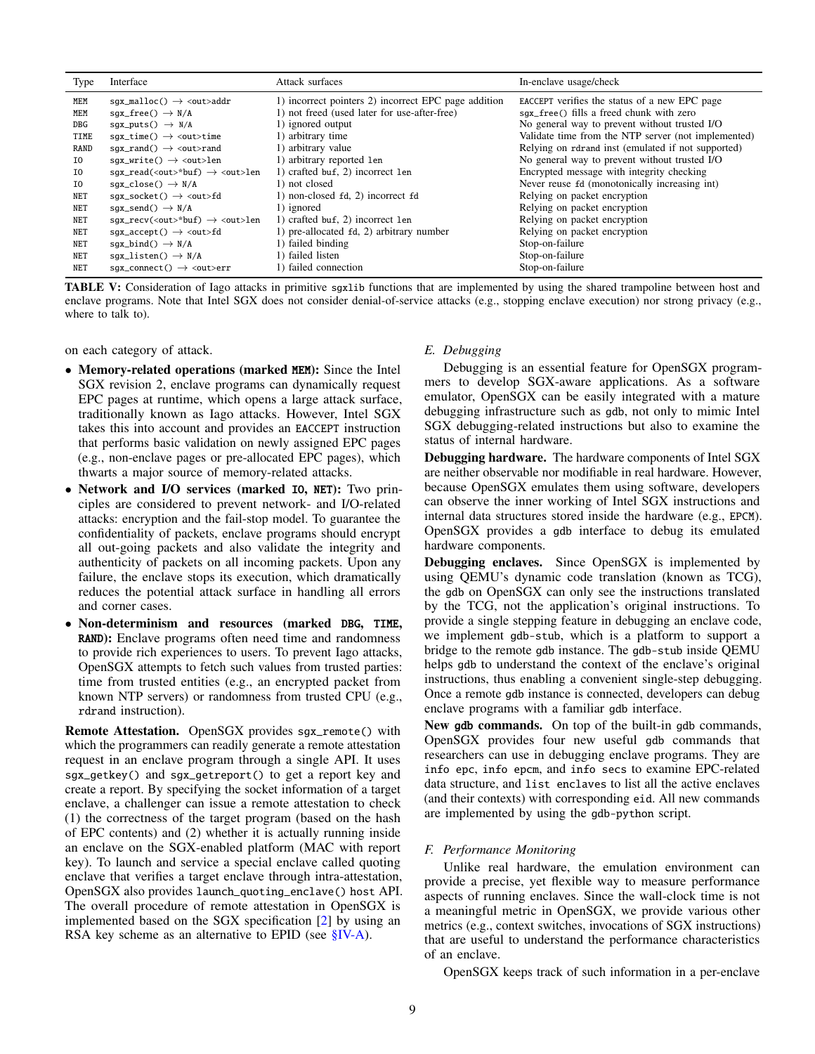| Type | Interface | Attack surfaces | In-enclave usage/check |
|---|---|---|---|
| MEM | sgx_malloc() → <out>addr | 1) incorrect pointers 2) incorrect EPC page addition | EACCEPT verifies the status of a new EPC page |
| MEM | sgx_free() → N/A | 1) not freed (used later for use-after-free) | sgx_free() fills a freed chunk with zero |
| DBG | sgx_puts() → N/A | 1) ignored output | No general way to prevent without trusted I/O |
| TIME | sgx_time() → <out>time | 1) arbitrary time | Validate time from the NTP server (not implemented) |
| RAND | sgx_rand() → <out>rand | 1) arbitrary value | Relying on rdrand inst (emulated if not supported) |
| IO | sgx_write() → <out>len | 1) arbitrary reported len | No general way to prevent without trusted I/O |
| IO | sgx_read(<out>*buf) → <out>len | 1) crafted buf, 2) incorrect len | Encrypted message with integrity checking |
| IO | sgx_close() → N/A | 1) not closed | Never reuse fd (monotonically increasing int) |
| NET | sgx_socket() → <out>fd | 1) non-closed fd, 2) incorrect fd | Relying on packet encryption |
| NET | sgx_send() → N/A | 1) ignored | Relying on packet encryption |
| NET | sgx_recv(<out>*buf) → <out>len | 1) crafted buf, 2) incorrect len | Relying on packet encryption |
| NET | sgx_accept() → <out>fd | 1) pre-allocated fd, 2) arbitrary number | Relying on packet encryption |
| NET | sgx_bind() → N/A | 1) failed binding | Stop-on-failure |
| NET | sgx_listen() → N/A | 1) failed listen | Stop-on-failure |
| NET | sgx_connect() → <out>err | 1) failed connection | Stop-on-failure |

**TABLE V:** Consideration of Iago attacks in primitive sgxlib functions that are implemented by using the shared trampoline between host and enclave programs. Note that Intel SGX does not consider denial-of-service attacks (e.g., stopping enclave execution) nor strong privacy (e.g., where to talk to).

on each category of attack.

- **Memory-related operations (marked MEM):** Since the Intel SGX revision 2, enclave programs can dynamically request EPC pages at runtime, which opens a large attack surface, traditionally known as Iago attacks. However, Intel SGX takes this into account and provides an EACCEPT instruction that performs basic validation on newly assigned EPC pages (e.g., non-enclave pages or pre-allocated EPC pages), which thwarts a major source of memory-related attacks.
- **Network and I/O services (marked IO, NET):** Two principles are considered to prevent network- and I/O-related attacks: encryption and the fail-stop model. To guarantee the confidentiality of packets, enclave programs should encrypt all out-going packets and also validate the integrity and authenticity of packets on all incoming packets. Upon any failure, the enclave stops its execution, which dramatically reduces the potential attack surface in handling all errors and corner cases.
- **Non-determinism and resources (marked DBG, TIME, RAND):** Enclave programs often need time and randomness to provide rich experiences to users. To prevent Iago attacks, OpenSGX attempts to fetch such values from trusted parties: time from trusted entities (e.g., an encrypted packet from known NTP servers) or randomness from trusted CPU (e.g., rdrand instruction).

**Remote Attestation.** OpenSGX provides sgx_remote() with which the programmers can readily generate a remote attestation request in an enclave program through a single API. It uses sgx_getkey() and sgx_getreport() to get a report key and create a report. By specifying the socket information of a target enclave, a challenger can issue a remote attestation to check (1) the correctness of the target program (based on the hash of EPC contents) and (2) whether it is actually running inside an enclave on the SGX-enabled platform (MAC with report key). To launch and service a special enclave called quoting enclave that verifies a target enclave through intra-attestation, OpenSGX also provides launch_quoting_enclave() host API. The overall procedure of remote attestation in OpenSGX is implemented based on the SGX specification [2] by using an RSA key scheme as an alternative to EPID (see §IV-A).

### E. Debugging

Debugging is an essential feature for OpenSGX programmers to develop SGX-aware applications. As a software emulator, OpenSGX can be easily integrated with a mature debugging infrastructure such as gdb, not only to mimic Intel SGX debugging-related instructions but also to examine the status of internal hardware.

**Debugging hardware.** The hardware components of Intel SGX are neither observable nor modifiable in real hardware. However, because OpenSGX emulates them using software, developers can observe the inner working of Intel SGX instructions and internal data structures stored inside the hardware (e.g., EPCM). OpenSGX provides a gdb interface to debug its emulated hardware components.

**Debugging enclaves.** Since OpenSGX is implemented by using QEMU's dynamic code translation (known as TCG), the gdb on OpenSGX can only see the instructions translated by the TCG, not the application's original instructions. To provide a single stepping feature in debugging an enclave code, we implement gdb-stub, which is a platform to support a bridge to the remote gdb instance. The gdb-stub inside QEMU helps gdb to understand the context of the enclave's original instructions, thus enabling a convenient single-step debugging. Once a remote gdb instance is connected, developers can debug enclave programs with a familiar gdb interface.

**New gdb commands.** On top of the built-in gdb commands, OpenSGX provides four new useful gdb commands that researchers can use in debugging enclave programs. They are info epc, info epcm, and info secs to examine EPC-related data structure, and list enclaves to list all the active enclaves (and their contexts) with corresponding eid. All new commands are implemented by using the gdb-python script.

### F. Performance Monitoring

Unlike real hardware, the emulation environment can provide a precise, yet flexible way to measure performance aspects of running enclaves. Since the wall-clock time is not a meaningful metric in OpenSGX, we provide various other metrics (e.g., context switches, invocations of SGX instructions) that are useful to understand the performance characteristics of an enclave.

OpenSGX keeps track of such information in a per-enclave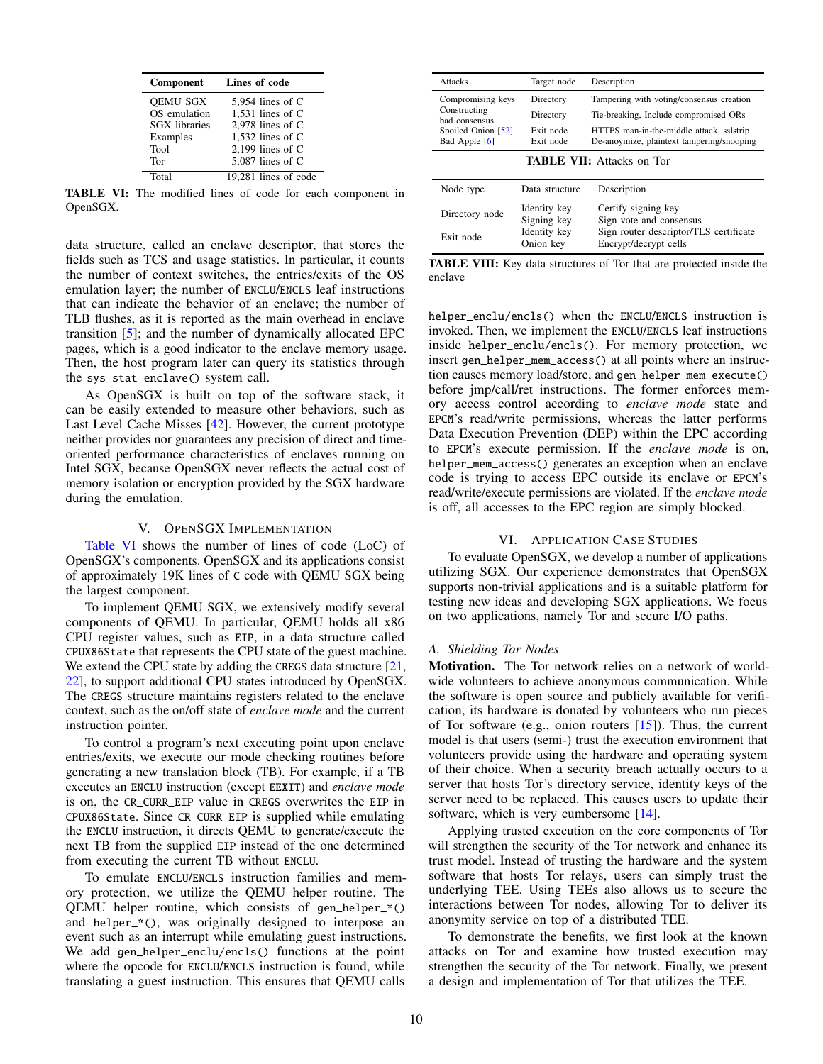| Component | Lines of code |
| --- | --- |
| QEMU SGX | 5,954 lines of C |
| OS emulation | 1,531 lines of C |
| SGX libraries | 2,978 lines of C |
| Examples | 1,532 lines of C |
| Tool | 2,199 lines of C |
| Tor | 5,087 lines of C |
| Total | 19,281 lines of code |

**TABLE VI:** The modified lines of code for each component in OpenSGX.

data structure, called an enclave descriptor, that stores the fields such as TCS and usage statistics. In particular, it counts the number of context switches, the entries/exits of the OS emulation layer; the number of ENCLU/ENCLS leaf instructions that can indicate the behavior of an enclave; the number of TLB flushes, as it is reported as the main overhead in enclave transition [5]; and the number of dynamically allocated EPC pages, which is a good indicator to the enclave memory usage. Then, the host program later can query its statistics through the sys_stat_enclave() system call.

As OpenSGX is built on top of the software stack, it can be easily extended to measure other behaviors, such as Last Level Cache Misses [42]. However, the current prototype neither provides nor guarantees any precision of direct and time-oriented performance characteristics of enclaves running on Intel SGX, because OpenSGX never reflects the actual cost of memory isolation or encryption provided by the SGX hardware during the emulation.

## V. OpenSGX Implementation

Table VI shows the number of lines of code (LoC) of OpenSGX's components. OpenSGX and its applications consist of approximately 19K lines of C code with QEMU SGX being the largest component.

To implement QEMU SGX, we extensively modify several components of QEMU. In particular, QEMU holds all x86 CPU register values, such as EIP, in a data structure called CPUX86State that represents the CPU state of the guest machine. We extend the CPU state by adding the CREGS data structure [21, 22], to support additional CPU states introduced by OpenSGX. The CREGS structure maintains registers related to the enclave context, such as the on/off state of *enclave mode* and the current instruction pointer.

To control a program's next executing point upon enclave entries/exits, we execute our mode checking routines before generating a new translation block (TB). For example, if a TB executes an ENCLU instruction (except EEXIT) and *enclave mode* is on, the CR_CURR_EIP value in CREGS overwrites the EIP in CPUX86State. Since CR_CURR_EIP is supplied while emulating the ENCLU instruction, it directs QEMU to generate/execute the next TB from the supplied EIP instead of the one determined from executing the current TB without ENCLU.

To emulate ENCLU/ENCLS instruction families and memory protection, we utilize the QEMU helper routine. The QEMU helper routine, which consists of gen_helper_*() and helper_*(), was originally designed to interpose an event such as an interrupt while emulating guest instructions. We add gen_helper_enclu/encls() functions at the point where the opcode for ENCLU/ENCLS instruction is found, while translating a guest instruction. This ensures that QEMU calls helper_enclu/encls() when the ENCLU/ENCLS instruction is invoked. Then, we implement the ENCLU/ENCLS leaf instructions inside helper_enclu/encls(). For memory protection, we insert gen_helper_mem_access() at all points where an instruction causes memory load/store, and gen_helper_mem_execute() before jmp/call/ret instructions. The former enforces memory access control according to *enclave mode* state and EPCM's read/write permissions, whereas the latter performs Data Execution Prevention (DEP) within the EPC according to EPCM's execute permission. If the *enclave mode* is on, helper_mem_access() generates an exception when an enclave code is trying to access EPC outside its enclave or EPCM's read/write/execute permissions are violated. If the *enclave mode* is off, all accesses to the EPC region are simply blocked.

| Attacks | Target node | Description |
| --- | --- | --- |
| Compromising keys | Directory | Tampering with voting/consensus creation |
| Constructing bad consensus | Directory | Tie-breaking, Include compromised ORs |
| Spoiled Onion [52] | Exit node | HTTPS man-in-the-middle attack, sslstrip |
| Bad Apple [6] | Exit node | De-anoymize, plaintext tampering/snooping |

**TABLE VII:** Attacks on Tor

| Node type | Data structure | Description |
| --- | --- | --- |
| Directory node | Identity key | Certify signing key |
| | Signing key | Sign vote and consensus |
| Exit node | Identity key | Sign router descriptor/TLS certificate |
| | Onion key | Encrypt/decrypt cells |

**TABLE VIII:** Key data structures of Tor that are protected inside the enclave

## VI. Application Case Studies

To evaluate OpenSGX, we develop a number of applications utilizing SGX. Our experience demonstrates that OpenSGX supports non-trivial applications and is a suitable platform for testing new ideas and developing SGX applications. We focus on two applications, namely Tor and secure I/O paths.

### A. Shielding Tor Nodes

**Motivation.** The Tor network relies on a network of world-wide volunteers to achieve anonymous communication. While the software is open source and publicly available for verification, its hardware is donated by volunteers who run pieces of Tor software (e.g., onion routers [15]). Thus, the current model is that users (semi-) trust the execution environment that volunteers provide using the hardware and operating system of their choice. When a security breach actually occurs to a server that hosts Tor's directory service, identity keys of the server need to be replaced. This causes users to update their software, which is very cumbersome [14].

Applying trusted execution on the core components of Tor will strengthen the security of the Tor network and enhance its trust model. Instead of trusting the hardware and the system software that hosts Tor relays, users can simply trust the underlying TEE. Using TEEs also allows us to secure the interactions between Tor nodes, allowing Tor to deliver its anonymity service on top of a distributed TEE.

To demonstrate the benefits, we first look at the known attacks on Tor and examine how trusted execution may strengthen the security of the Tor network. Finally, we present a design and implementation of Tor that utilizes the TEE.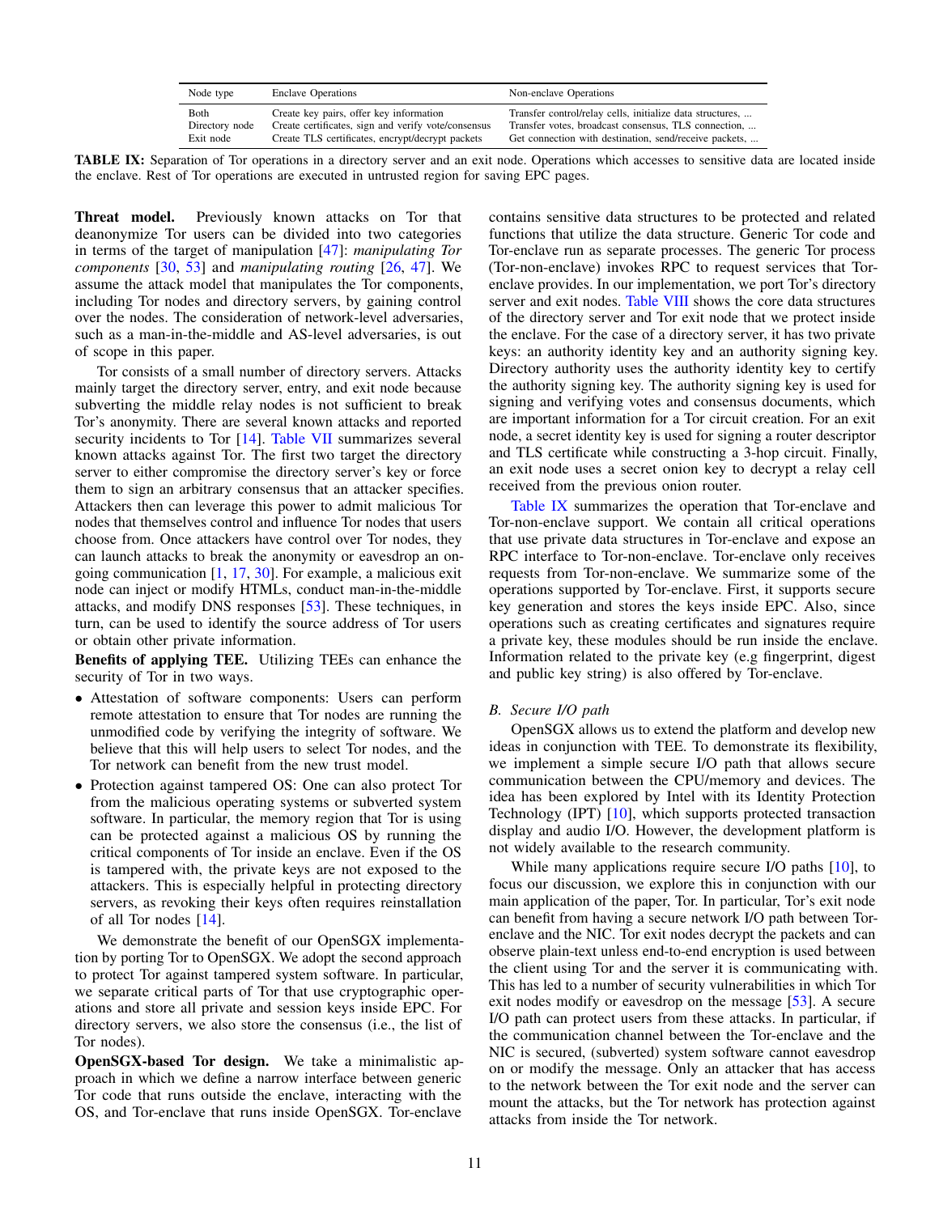| Node type | Enclave Operations | Non-enclave Operations |
|---|---|---|
| Both | Create key pairs, offer key information | Transfer control/relay cells, initialize data structures, ... |
| Directory node | Create certificates, sign and verify vote/consensus | Transfer votes, broadcast consensus, TLS connection, ... |
| Exit node | Create TLS certificates, encrypt/decrypt packets | Get connection with destination, send/receive packets, ... |

**TABLE IX:** Separation of Tor operations in a directory server and an exit node. Operations which accesses to sensitive data are located inside the enclave. Rest of Tor operations are executed in untrusted region for saving EPC pages.

**Threat model.** Previously known attacks on Tor that deanonymize Tor users can be divided into two categories in terms of the target of manipulation [47]: *manipulating Tor components* [30, 53] and *manipulating routing* [26, 47]. We assume the attack model that manipulates the Tor components, including Tor nodes and directory servers, by gaining control over the nodes. The consideration of network-level adversaries, such as a man-in-the-middle and AS-level adversaries, is out of scope in this paper.

Tor consists of a small number of directory servers. Attacks mainly target the directory server, entry, and exit node because subverting the middle relay nodes is not sufficient to break Tor's anonymity. There are several known attacks and reported security incidents to Tor [14]. Table VII summarizes several known attacks against Tor. The first two target the directory server to either compromise the directory server's key or force them to sign an arbitrary consensus that an attacker specifies. Attackers then can leverage this power to admit malicious Tor nodes that themselves control and influence Tor nodes that users choose from. Once attackers have control over Tor nodes, they can launch attacks to break the anonymity or eavesdrop an on-going communication [1, 17, 30]. For example, a malicious exit node can inject or modify HTMLs, conduct man-in-the-middle attacks, and modify DNS responses [53]. These techniques, in turn, can be used to identify the source address of Tor users or obtain other private information.

**Benefits of applying TEE.** Utilizing TEEs can enhance the security of Tor in two ways.

- Attestation of software components: Users can perform remote attestation to ensure that Tor nodes are running the unmodified code by verifying the integrity of software. We believe that this will help users to select Tor nodes, and the Tor network can benefit from the new trust model.
- Protection against tampered OS: One can also protect Tor from the malicious operating systems or subverted system software. In particular, the memory region that Tor is using can be protected against a malicious OS by running the critical components of Tor inside an enclave. Even if the OS is tampered with, the private keys are not exposed to the attackers. This is especially helpful in protecting directory servers, as revoking their keys often requires reinstallation of all Tor nodes [14].

We demonstrate the benefit of our OpenSGX implementation by porting Tor to OpenSGX. We adopt the second approach to protect Tor against tampered system software. In particular, we separate critical parts of Tor that use cryptographic operations and store all private and session keys inside EPC. For directory servers, we also store the consensus (i.e., the list of Tor nodes).

**OpenSGX-based Tor design.** We take a minimalistic approach in which we define a narrow interface between generic Tor code that runs outside the enclave, interacting with the OS, and Tor-enclave that runs inside OpenSGX. Tor-enclave contains sensitive data structures to be protected and related functions that utilize the data structure. Generic Tor code and Tor-enclave run as separate processes. The generic Tor process (Tor-non-enclave) invokes RPC to request services that Tor-enclave provides. In our implementation, we port Tor's directory server and exit nodes. Table VIII shows the core data structures of the directory server and Tor exit node that we protect inside the enclave. For the case of a directory server, it has two private keys: an authority identity key and an authority signing key. Directory authority uses the authority identity key to certify the authority signing key. The authority signing key is used for signing and verifying votes and consensus documents, which are important information for a Tor circuit creation. For an exit node, a secret identity key is used for signing a router descriptor and TLS certificate while constructing a 3-hop circuit. Finally, an exit node uses a secret onion key to decrypt a relay cell received from the previous onion router.

Table IX summarizes the operation that Tor-enclave and Tor-non-enclave support. We contain all critical operations that use private data structures in Tor-enclave and expose an RPC interface to Tor-non-enclave. Tor-enclave only receives requests from Tor-non-enclave. We summarize some of the operations supported by Tor-enclave. First, it supports secure key generation and stores the keys inside EPC. Also, since operations such as creating certificates and signatures require a private key, these modules should be run inside the enclave. Information related to the private key (e.g fingerprint, digest and public key string) is also offered by Tor-enclave.

### *B. Secure I/O path*

OpenSGX allows us to extend the platform and develop new ideas in conjunction with TEE. To demonstrate its flexibility, we implement a simple secure I/O path that allows secure communication between the CPU/memory and devices. The idea has been explored by Intel with its Identity Protection Technology (IPT) [10], which supports protected transaction display and audio I/O. However, the development platform is not widely available to the research community.

While many applications require secure I/O paths [10], to focus our discussion, we explore this in conjunction with our main application of the paper, Tor. In particular, Tor's exit node can benefit from having a secure network I/O path between Tor-enclave and the NIC. Tor exit nodes decrypt the packets and can observe plain-text unless end-to-end encryption is used between the client using Tor and the server it is communicating with. This has led to a number of security vulnerabilities in which Tor exit nodes modify or eavesdrop on the message [53]. A secure I/O path can protect users from these attacks. In particular, if the communication channel between the Tor-enclave and the NIC is secured, (subverted) system software cannot eavesdrop on or modify the message. Only an attacker that has access to the network between the Tor exit node and the server can mount the attacks, but the Tor network has protection against attacks from inside the Tor network.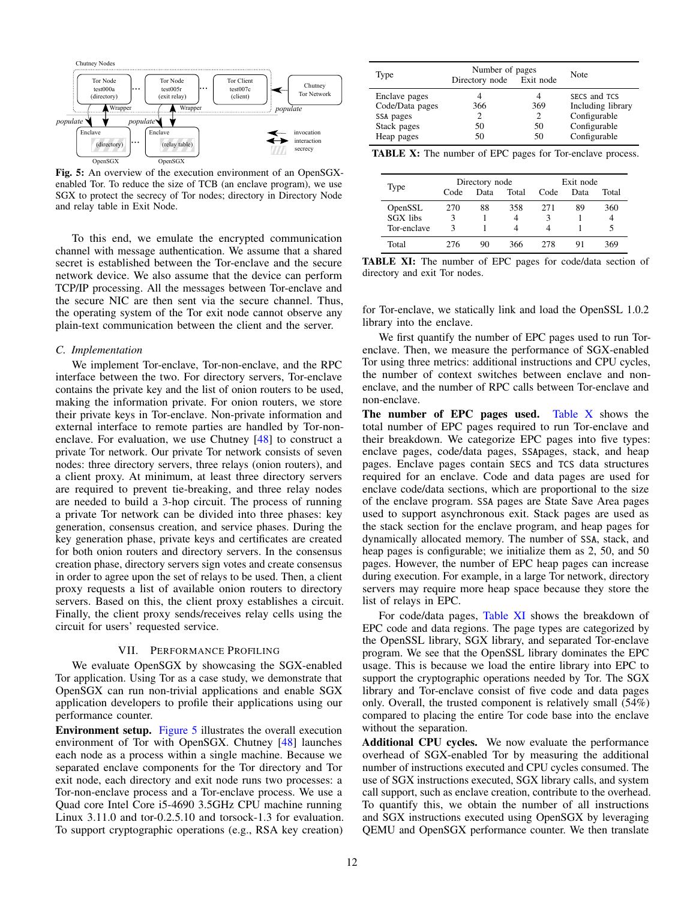Fig. 5: An overview of the execution environment of an OpenSGX-enabled Tor. To reduce the size of TCB (an enclave program), we use SGX to protect the secrecy of Tor nodes; directory in Directory Node and relay table in Exit Node.

To this end, we emulate the encrypted communication channel with message authentication. We assume that a shared secret is established between the Tor-enclave and the secure network device. We also assume that the device can perform TCP/IP processing. All the messages between Tor-enclave and the secure NIC are then sent via the secure channel. Thus, the operating system of the Tor exit node cannot observe any plain-text communication between the client and the server.

### C. Implementation

We implement Tor-enclave, Tor-non-enclave, and the RPC interface between the two. For directory servers, Tor-enclave contains the private key and the list of onion routers to be used, making the information private. For onion routers, we store their private keys in Tor-enclave. Non-private information and external interface to remote parties are handled by Tor-non-enclave. For evaluation, we use Chutney [48] to construct a private Tor network. Our private Tor network consists of seven nodes: three directory servers, three relays (onion routers), and a client proxy. At minimum, at least three directory servers are required to prevent tie-breaking, and three relay nodes are needed to build a 3-hop circuit. The process of running a private Tor network can be divided into three phases: key generation, consensus creation, and service phases. During the key generation phase, private keys and certificates are created for both onion routers and directory servers. In the consensus creation phase, directory servers sign votes and create consensus in order to agree upon the set of relays to be used. Then, a client proxy requests a list of available onion routers to directory servers. Based on this, the client proxy establishes a circuit. Finally, the client proxy sends/receives relay cells using the circuit for users' requested service.

## VII. Performance Profiling

We evaluate OpenSGX by showcasing the SGX-enabled Tor application. Using Tor as a case study, we demonstrate that OpenSGX can run non-trivial applications and enable SGX application developers to profile their applications using our performance counter.

**Environment setup.** Figure 5 illustrates the overall execution environment of Tor with OpenSGX. Chutney [48] launches each node as a process within a single machine. Because we separated enclave components for the Tor directory and Tor exit node, each directory and exit node runs two processes: a Tor-non-enclave process and a Tor-enclave process. We use a Quad core Intel Core i5-4690 3.5GHz CPU machine running Linux 3.11.0 and tor-0.2.5.10 and torsock-1.3 for evaluation. To support cryptographic operations (e.g., RSA key creation) for Tor-enclave, we statically link and load the OpenSSL 1.0.2 library into the enclave.

| Type | Number of pages | | Note |
|---|---|---|---|
| | Directory node | Exit node | |
| Enclave pages | 4 | 4 | SECS and TCS |
| Code/Data pages | 366 | 369 | Including library |
| SSA pages | 2 | 2 | Configurable |
| Stack pages | 50 | 50 | Configurable |
| Heap pages | 50 | 50 | Configurable |

**TABLE X:** The number of EPC pages for Tor-enclave process.

| Type | Directory node | | | Exit node | | |
|---|---|---|---|---|---|---|
| | Code | Data | Total | Code | Data | Total |
| OpenSSL | 270 | 88 | 358 | 271 | 89 | 360 |
| SGX libs | 3 | 1 | 4 | 3 | 1 | 4 |
| Tor-enclave | 3 | 1 | 4 | 4 | 1 | 5 |
| Total | 276 | 90 | 366 | 278 | 91 | 369 |

**TABLE XI:** The number of EPC pages for code/data section of directory and exit Tor nodes.

We first quantify the number of EPC pages used to run Tor-enclave. Then, we measure the performance of SGX-enabled Tor using three metrics: additional instructions and CPU cycles, the number of context switches between enclave and non-enclave, and the number of RPC calls between Tor-enclave and non-enclave.

**The number of EPC pages used.** Table X shows the total number of EPC pages required to run Tor-enclave and their breakdown. We categorize EPC pages into five types: enclave pages, code/data pages, SSApages, stack, and heap pages. Enclave pages contain SECS and TCS data structures required for an enclave. Code and data pages are used for enclave code/data sections, which are proportional to the size of the enclave program. SSA pages are State Save Area pages used to support asynchronous exit. Stack pages are used as the stack section for the enclave program, and heap pages for dynamically allocated memory. The number of SSA, stack, and heap pages is configurable; we initialize them as 2, 50, and 50 pages. However, the number of EPC heap pages can increase during execution. For example, in a large Tor network, directory servers may require more heap space because they store the list of relays in EPC.

For code/data pages, Table XI shows the breakdown of EPC code and data regions. The page types are categorized by the OpenSSL library, SGX library, and separated Tor-enclave program. We see that the OpenSSL library dominates the EPC usage. This is because we load the entire library into EPC to support the cryptographic operations needed by Tor. The SGX library and Tor-enclave consist of five code and data pages only. Overall, the trusted component is relatively small (54%) compared to placing the entire Tor code base into the enclave without the separation.

**Additional CPU cycles.** We now evaluate the performance overhead of SGX-enabled Tor by measuring the additional number of instructions executed and CPU cycles consumed. The use of SGX instructions executed, SGX library calls, and system call support, such as enclave creation, contribute to the overhead. To quantify this, we obtain the number of all instructions and SGX instructions executed using OpenSGX by leveraging QEMU and OpenSGX performance counter. We then translate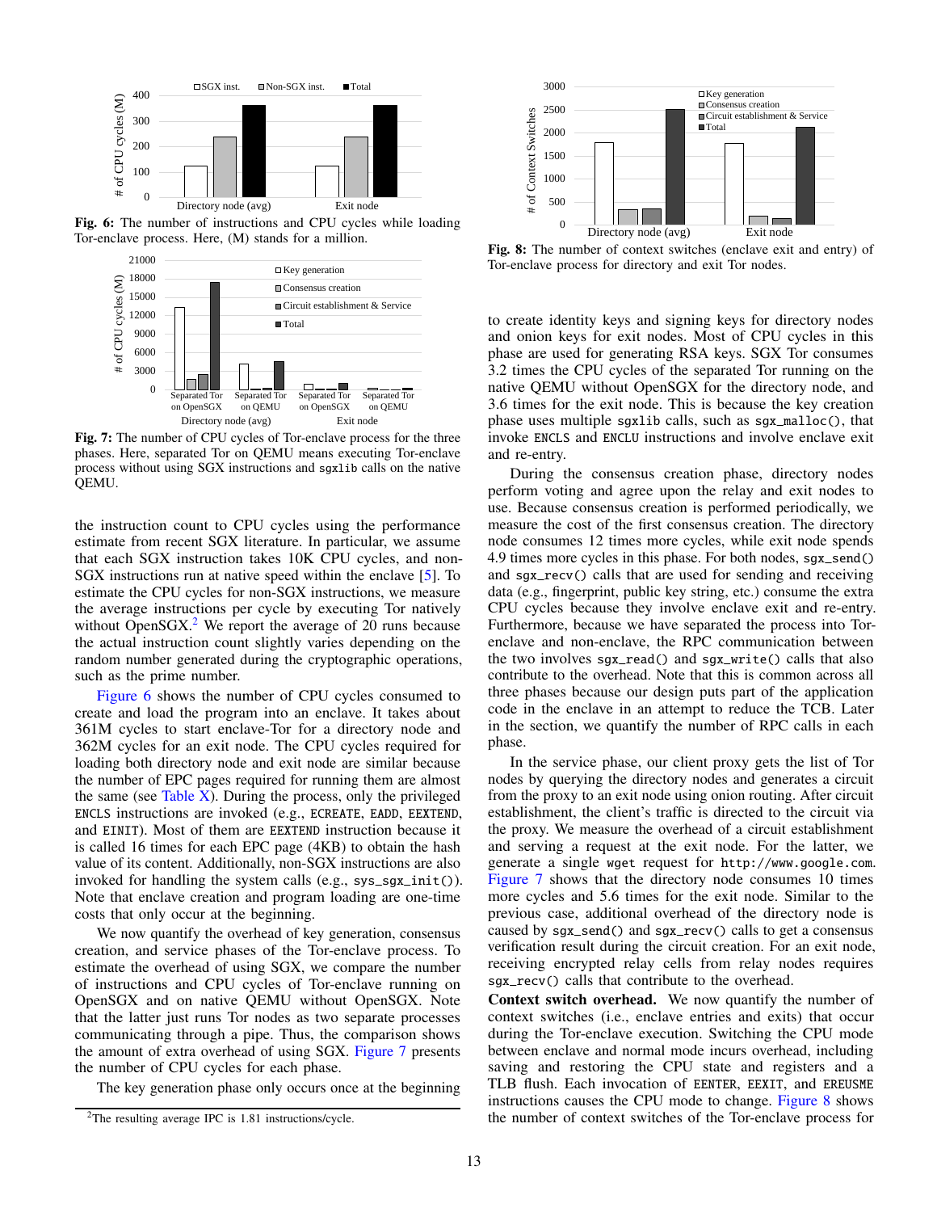**Fig. 6:** The number of instructions and CPU cycles while loading Tor-enclave process. Here, (M) stands for a million.

**Fig. 7:** The number of CPU cycles of Tor-enclave process for the three phases. Here, separated Tor on QEMU means executing Tor-enclave process without using SGX instructions and `sgxlib` calls on the native QEMU.

the instruction count to CPU cycles using the performance estimate from recent SGX literature. In particular, we assume that each SGX instruction takes 10K CPU cycles, and non-SGX instructions run at native speed within the enclave [5]. To estimate the CPU cycles for non-SGX instructions, we measure the average instructions per cycle by executing Tor natively without OpenSGX.[2] We report the average of 20 runs because the actual instruction count slightly varies depending on the random number generated during the cryptographic operations, such as the prime number.

Figure 6 shows the number of CPU cycles consumed to create and load the program into an enclave. It takes about 361M cycles to start enclave-Tor for a directory node and 362M cycles for an exit node. The CPU cycles required for loading both directory node and exit node are similar because the number of EPC pages required for running them are almost the same (see Table X). During the process, only the privileged ENCLS instructions are invoked (e.g., `ECREATE`, `EADD`, `EEXTEND`, and `EINIT`). Most of them are `EEXTEND` instruction because it is called 16 times for each EPC page (4KB) to obtain the hash value of its content. Additionally, non-SGX instructions are also invoked for handling the system calls (e.g., `sys_sgx_init()`). Note that enclave creation and program loading are one-time costs that only occur at the beginning.

We now quantify the overhead of key generation, consensus creation, and service phases of the Tor-enclave process. To estimate the overhead of using SGX, we compare the number of instructions and CPU cycles of Tor-enclave running on OpenSGX and on native QEMU without OpenSGX. Note that the latter just runs Tor nodes as two separate processes communicating through a pipe. Thus, the comparison shows the amount of extra overhead of using SGX. Figure 7 presents the number of CPU cycles for each phase.

The key generation phase only occurs once at the beginning

[2] The resulting average IPC is 1.81 instructions/cycle.

**Fig. 8:** The number of context switches (enclave exit and entry) of Tor-enclave process for directory and exit Tor nodes.

to create identity keys and signing keys for directory nodes and onion keys for exit nodes. Most of CPU cycles in this phase are used for generating RSA keys. SGX Tor consumes 3.2 times the CPU cycles of the separated Tor running on the native QEMU without OpenSGX for the directory node, and 3.6 times for the exit node. This is because the key creation phase uses multiple `sgxlib` calls, such as `sgx_malloc()`, that invoke `ENCLS` and `ENCLU` instructions and involve enclave exit and re-entry.

During the consensus creation phase, directory nodes perform voting and agree upon the relay and exit nodes to use. Because consensus creation is performed periodically, we measure the cost of the first consensus creation. The directory node consumes 12 times more cycles, while exit node spends 4.9 times more cycles in this phase. For both nodes, `sgx_send()` and `sgx_recv()` calls that are used for sending and receiving data (e.g., fingerprint, public key string, etc.) consume the extra CPU cycles because they involve enclave exit and re-entry. Furthermore, because we have separated the process into Tor-enclave and non-enclave, the RPC communication between the two involves `sgx_read()` and `sgx_write()` calls that also contribute to the overhead. Note that this is common across all three phases because our design puts part of the application code in the enclave in an attempt to reduce the TCB. Later in the section, we quantify the number of RPC calls in each phase.

In the service phase, our client proxy gets the list of Tor nodes by querying the directory nodes and generates a circuit from the proxy to an exit node using onion routing. After circuit establishment, the client's traffic is directed to the circuit via the proxy. We measure the overhead of a circuit establishment and serving a request at the exit node. For the latter, we generate a single `wget` request for `http://www.google.com`. Figure 7 shows that the directory node consumes 10 times more cycles and 5.6 times for the exit node. Similar to the previous case, additional overhead of the directory node is caused by `sgx_send()` and `sgx_recv()` calls to get a consensus verification result during the circuit creation. For an exit node, receiving encrypted relay cells from relay nodes requires `sgx_recv()` calls that contribute to the overhead.

**Context switch overhead.** We now quantify the number of context switches (i.e., enclave entries and exits) that occur during the Tor-enclave execution. Switching the CPU mode between enclave and normal mode incurs overhead, including saving and restoring the CPU state and registers and a TLB flush. Each invocation of `EENTER`, `EEXIT`, and `ERESUME` instructions causes the CPU mode to change. Figure 8 shows the number of context switches of the Tor-enclave process for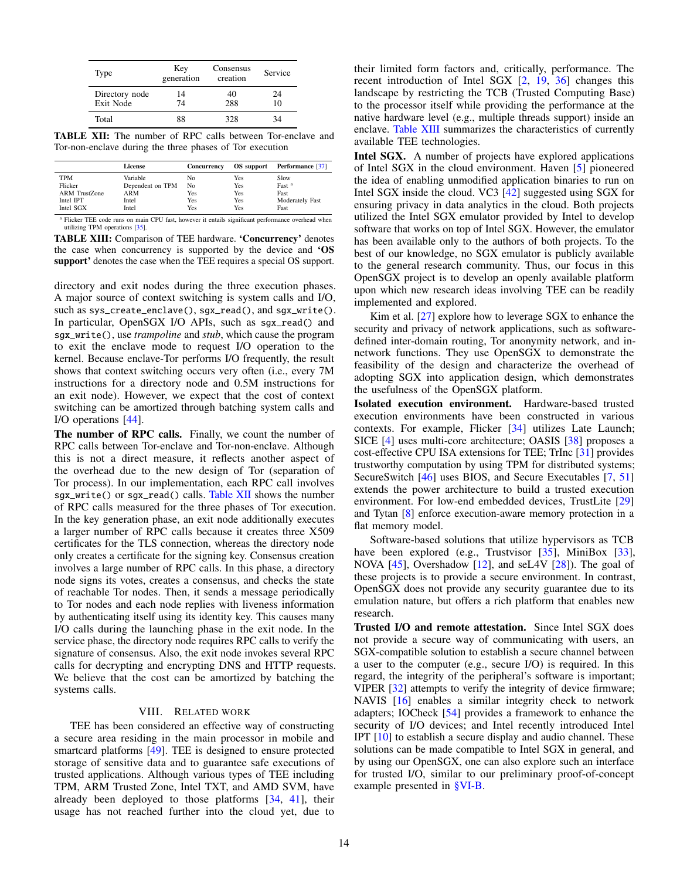| Type | Key generation | Consensus creation | Service |
|---|---|---|---|
| Directory node | 14 | 40 | 24 |
| Exit Node | 74 | 288 | 10 |
| Total | 88 | 328 | 34 |

**TABLE XII:** The number of RPC calls between Tor-enclave and Tor-non-enclave during the three phases of Tor execution

| | License | Concurrency | OS support | Performance [37] |
|---|---|---|---|---|
| TPM | Variable | No | Yes | Slow |
| Flicker | Dependent on TPM | No | Yes | Fast [a] |
| ARM TrustZone | ARM | Yes | Yes | Fast |
| Intel IPT | Intel | Yes | Yes | Moderately Fast |
| Intel SGX | Intel | Yes | Yes | Fast |

[a] Flicker TEE code runs on main CPU fast, however it entails significant performance overhead when utilizing TPM operations [35].

**TABLE XIII:** Comparison of TEE hardware. **'Concurrency'** denotes the case when concurrency is supported by the device and **'OS support'** denotes the case when the TEE requires a special OS support.

directory and exit nodes during the three execution phases. A major source of context switching is system calls and I/O, such as sys_create_enclave(), sgx_read(), and sgx_write(). In particular, OpenSGX I/O APIs, such as sgx_read() and sgx_write(), use *trampoline* and *stub*, which cause the program to exit the enclave mode to request I/O operation to the kernel. Because enclave-Tor performs I/O frequently, the result shows that context switching occurs very often (i.e., every 7M instructions for a directory node and 0.5M instructions for an exit node). However, we expect that the cost of context switching can be amortized through batching system calls and I/O operations [44].

**The number of RPC calls.** Finally, we count the number of RPC calls between Tor-enclave and Tor-non-enclave. Although this is not a direct measure, it reflects another aspect of the overhead due to the new design of Tor (separation of Tor process). In our implementation, each RPC call involves sgx_write() or sgx_read() calls. Table XII shows the number of RPC calls measured for the three phases of Tor execution. In the key generation phase, an exit node additionally executes a larger number of RPC calls because it creates three X509 certificates for the TLS connection, whereas the directory node only creates a certificate for the signing key. Consensus creation involves a large number of RPC calls. In this phase, a directory node signs its votes, creates a consensus, and checks the state of reachable Tor nodes. Then, it sends a message periodically to Tor nodes and each node replies with liveness information by authenticating itself using its identity key. This causes many I/O calls during the launching phase in the exit node. In the service phase, the directory node requires RPC calls to verify the signature of consensus. Also, the exit node invokes several RPC calls for decrypting and encrypting DNS and HTTP requests. We believe that the cost can be amortized by batching the systems calls.

## VIII. Related Work

TEE has been considered an effective way of constructing a secure area residing in the main processor in mobile and smartcard platforms [49]. TEE is designed to ensure protected storage of sensitive data and to guarantee safe executions of trusted applications. Although various types of TEE including TPM, ARM Trusted Zone, Intel TXT, and AMD SVM, have already been deployed to those platforms [34, 41], their usage has not reached further into the cloud yet, due to their limited form factors and, critically, performance. The recent introduction of Intel SGX [2, 19, 36] changes this landscape by restricting the TCB (Trusted Computing Base) to the processor itself while providing the performance at the native hardware level (e.g., multiple threads support) inside an enclave. Table XIII summarizes the characteristics of currently available TEE technologies.

**Intel SGX.** A number of projects have explored applications of Intel SGX in the cloud environment. Haven [5] pioneered the idea of enabling unmodified application binaries to run on Intel SGX inside the cloud. VC3 [42] suggested using SGX for ensuring privacy in data analytics in the cloud. Both projects utilized the Intel SGX emulator provided by Intel to develop software that works on top of Intel SGX. However, the emulator has been available only to the authors of both projects. To the best of our knowledge, no SGX emulator is publicly available to the general research community. Thus, our focus in this OpenSGX project is to develop an openly available platform upon which new research ideas involving TEE can be readily implemented and explored.

Kim et al. [27] explore how to leverage SGX to enhance the security and privacy of network applications, such as software-defined inter-domain routing, Tor anonymity network, and in-network functions. They use OpenSGX to demonstrate the feasibility of the design and characterize the overhead of adopting SGX into application design, which demonstrates the usefulness of the OpenSGX platform.

**Isolated execution environment.** Hardware-based trusted execution environments have been constructed in various contexts. For example, Flicker [34] utilizes Late Launch; SICE [4] uses multi-core architecture; OASIS [38] proposes a cost-effective CPU ISA extensions for TEE; TrInc [31] provides trustworthy computation by using TPM for distributed systems; SecureSwitch [46] uses BIOS, and Secure Executables [7, 51] extends the power architecture to build a trusted execution environment. For low-end embedded devices, TrustLite [29] and Tytan [8] enforce execution-aware memory protection in a flat memory model.

Software-based solutions that utilize hypervisors as TCB have been explored (e.g., Trustvisor [35], MiniBox [33], NOVA [45], Overshadow [12], and seL4V [28]). The goal of these projects is to provide a secure environment. In contrast, OpenSGX does not provide any security guarantee due to its emulation nature, but offers a rich platform that enables new research.

**Trusted I/O and remote attestation.** Since Intel SGX does not provide a secure way of communicating with users, an SGX-compatible solution to establish a secure channel between a user to the computer (e.g., secure I/O) is required. In this regard, the integrity of the peripheral's software is important; VIPER [32] attempts to verify the integrity of device firmware; NAVIS [16] enables a similar integrity check to network adapters; IOCheck [54] provides a framework to enhance the security of I/O devices; and Intel recently introduced Intel IPT [10] to establish a secure display and audio channel. These solutions can be made compatible to Intel SGX in general, and by using our OpenSGX, one can also explore such an interface for trusted I/O, similar to our preliminary proof-of-concept example presented in §VI-B.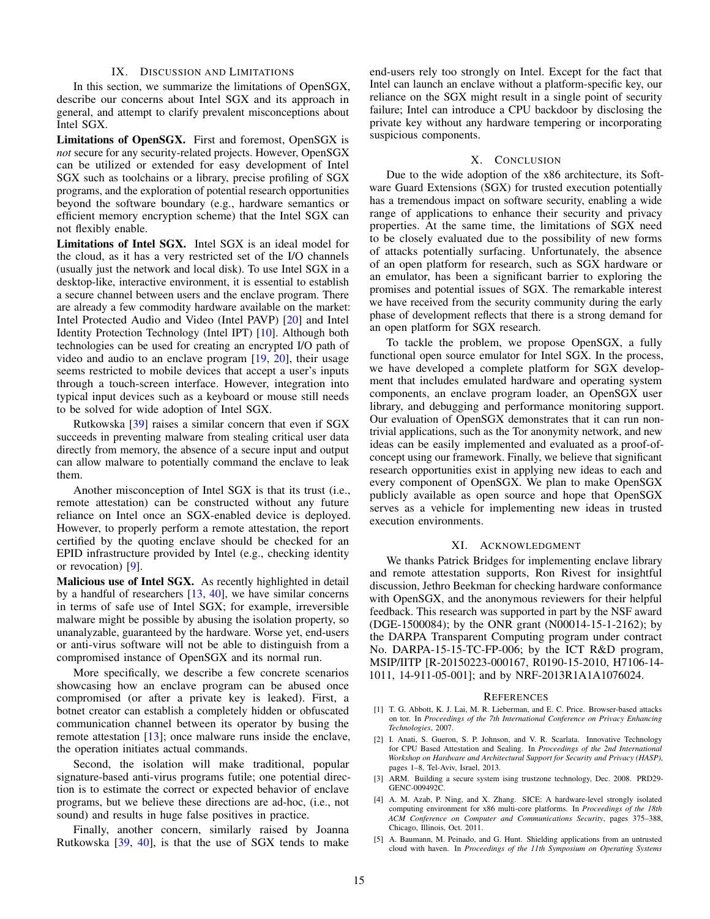## IX. Discussion and Limitations

In this section, we summarize the limitations of OpenSGX, describe our concerns about Intel SGX and its approach in general, and attempt to clarify prevalent misconceptions about Intel SGX.

**Limitations of OpenSGX.** First and foremost, OpenSGX is *not* secure for any security-related projects. However, OpenSGX can be utilized or extended for easy development of Intel SGX such as toolchains or a library, precise profiling of SGX programs, and the exploration of potential research opportunities beyond the software boundary (e.g., hardware semantics or efficient memory encryption scheme) that the Intel SGX can not flexibly enable.

**Limitations of Intel SGX.** Intel SGX is an ideal model for the cloud, as it has a very restricted set of the I/O channels (usually just the network and local disk). To use Intel SGX in a desktop-like, interactive environment, it is essential to establish a secure channel between users and the enclave program. There are already a few commodity hardware available on the market: Intel Protected Audio and Video (Intel PAVP) [20] and Intel Identity Protection Technology (Intel IPT) [10]. Although both technologies can be used for creating an encrypted I/O path of video and audio to an enclave program [19, 20], their usage seems restricted to mobile devices that accept a user's inputs through a touch-screen interface. However, integration into typical input devices such as a keyboard or mouse still needs to be solved for wide adoption of Intel SGX.

Rutkowska [39] raises a similar concern that even if SGX succeeds in preventing malware from stealing critical user data directly from memory, the absence of a secure input and output can allow malware to potentially command the enclave to leak them.

Another misconception of Intel SGX is that its trust (i.e., remote attestation) can be constructed without any future reliance on Intel once an SGX-enabled device is deployed. However, to properly perform a remote attestation, the report certified by the quoting enclave should be checked for an EPID infrastructure provided by Intel (e.g., checking identity or revocation) [9].

**Malicious use of Intel SGX.** As recently highlighted in detail by a handful of researchers [13, 40], we have similar concerns in terms of safe use of Intel SGX; for example, irreversible malware might be possible by abusing the isolation property, so unanalyzable, guaranteed by the hardware. Worse yet, end-users or anti-virus software will not be able to distinguish from a compromised instance of OpenSGX and its normal run.

More specifically, we describe a few concrete scenarios showcasing how an enclave program can be abused once compromised (or after a private key is leaked). First, a botnet creator can establish a completely hidden or obfuscated communication channel between its operator by busing the remote attestation [13]; once malware runs inside the enclave, the operation initiates actual commands.

Second, the isolation will make traditional, popular signature-based anti-virus programs futile; one potential direction is to estimate the correct or expected behavior of enclave programs, but we believe these directions are ad-hoc, (i.e., not sound) and results in huge false positives in practice.

Finally, another concern, similarly raised by Joanna Rutkowska [39, 40], is that the use of SGX tends to make end-users rely too strongly on Intel. Except for the fact that Intel can launch an enclave without a platform-specific key, our reliance on the SGX might result in a single point of security failure; Intel can introduce a CPU backdoor by disclosing the private key without any hardware tempering or incorporating suspicious components.

## X. Conclusion

Due to the wide adoption of the x86 architecture, its Software Guard Extensions (SGX) for trusted execution potentially has a tremendous impact on software security, enabling a wide range of applications to enhance their security and privacy properties. At the same time, the limitations of SGX need to be closely evaluated due to the possibility of new forms of attacks potentially surfacing. Unfortunately, the absence of an open platform for research, such as SGX hardware or an emulator, has been a significant barrier to exploring the promises and potential issues of SGX. The remarkable interest we have received from the security community during the early phase of development reflects that there is a strong demand for an open platform for SGX research.

To tackle the problem, we propose OpenSGX, a fully functional open source emulator for Intel SGX. In the process, we have developed a complete platform for SGX development that includes emulated hardware and operating system components, an enclave program loader, an OpenSGX user library, and debugging and performance monitoring support. Our evaluation of OpenSGX demonstrates that it can run non-trivial applications, such as the Tor anonymity network, and new ideas can be easily implemented and evaluated as a proof-of-concept using our framework. Finally, we believe that significant research opportunities exist in applying new ideas to each and every component of OpenSGX. We plan to make OpenSGX publicly available as open source and hope that OpenSGX serves as a vehicle for implementing new ideas in trusted execution environments.

## XI. Acknowledgment

We thanks Patrick Bridges for implementing enclave library and remote attestation supports, Ron Rivest for insightful discussion, Jethro Beekman for checking hardware conformance with OpenSGX, and the anonymous reviewers for their helpful feedback. This research was supported in part by the NSF award (DGE-1500084); by the ONR grant (N00014-15-1-2162); by the DARPA Transparent Computing program under contract No. DARPA-15-15-TC-FP-006; by the ICT R&D program, MSIP/IITP [R-20150223-000167, R0190-15-2010, H7106-14-1011, 14-911-05-001]; and by NRF-2013R1A1A1076024.

## References

[1] T. G. Abbott, K. J. Lai, M. R. Lieberman, and E. C. Price. Browser-based attacks on tor. In *Proceedings of the 7th International Conference on Privacy Enhancing Technologies*, 2007.

[2] I. Anati, S. Gueron, S. P. Johnson, and V. R. Scarlata. Innovative Technology for CPU Based Attestation and Sealing. In *Proceedings of the 2nd International Workshop on Hardware and Architectural Support for Security and Privacy (HASP)*, pages 1–8, Tel-Aviv, Israel, 2013.

[3] ARM. Building a secure system ising trustzone technology, Dec. 2008. PRD29-GENC-009492C.

[4] A. M. Azab, P. Ning, and X. Zhang. SICE: A hardware-level strongly isolated computing environment for x86 multi-core platforms. In *Proceedings of the 18th ACM Conference on Computer and Communications Security*, pages 375–388, Chicago, Illinois, Oct. 2011.

[5] A. Baumann, M. Peinado, and G. Hunt. Shielding applications from an untrusted cloud with haven. In *Proceedings of the 11th Symposium on Operating Systems*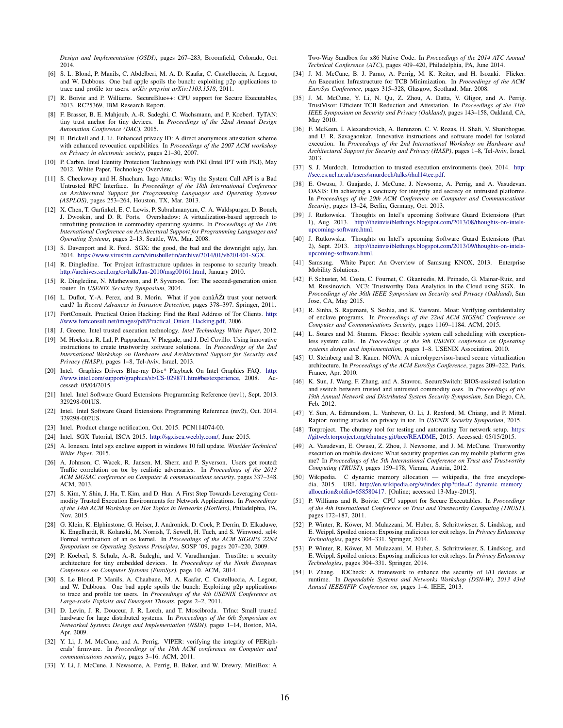*Design and Implementation (OSDI)*, pages 267–283, Broomfield, Colorado, Oct. 2014.

[6] S. L. Blond, P. Manils, C. Abdelberi, M. A. D. Kaafar, C. Castelluccia, A. Legout, and W. Dabbous. One bad apple spoils the bunch: exploiting p2p applications to trace and profile tor users. *arXiv preprint arXiv:1103.1518*, 2011.

[7] R. Boivie and P. Williams. SecureBlue++: CPU support for Secure Executables, 2013. RC25369, IBM Research Report.

[8] F. Brasser, B. E. Mahjoub, A.-R. Sadeghi, C. Wachsmann, and P. Koeberl. TyTAN: tiny trust anchor for tiny devices. In *Proceedings of the 52nd Annual Design Automation Conference (DAC)*, 2015.

[9] E. Brickell and J. Li. Enhanced privacy ID: A direct anonymous attestation scheme with enhanced revocation capabilities. In *Proceedings of the 2007 ACM workshop on Privacy in electronic society*, pages 21–30, 2007.

[10] P. Carbin. Intel Identity Protection Technology with PKI (Intel IPT with PKI), May 2012. White Paper, Technology Overview.

[11] S. Checkoway and H. Shacham. Iago Attacks: Why the System Call API is a Bad Untrusted RPC Interface. In *Proceedings of the 18th International Conference on Architectural Support for Programming Languages and Operating Systems (ASPLOS)*, pages 253–264, Houston, TX, Mar. 2013.

[12] X. Chen, T. Garfinkel, E. C. Lewis, P. Subrahmanyam, C. A. Waldspurger, D. Boneh, J. Dwoskin, and D. R. Ports. Overshadow: A virtualization-based approach to retrofitting protection in commodity operating systems. In *Proceedings of the 13th International Conference on Architectural Support for Programming Languages and Operating Systems*, pages 2–13, Seattle, WA, Mar. 2008.

[13] S. Davenport and R. Ford. SGX: the good, the bad and the downright ugly, Jan. 2014. https://www.virusbtn.com/virusbulletin/archive/2014/01/vb201401-SGX.

[14] R. Dingledine. Tor Project infrastructure updates in response to security breach. http://archives.seul.org/or/talk/Jan-2010/msg00161.html, January 2010.

[15] R. Dingledine, N. Mathewson, and P. Syverson. Tor: The second-generation onion router. In *USENIX Security Symposium*, 2004.

[16] L. Duflot, Y.-A. Perez, and B. Morin. What if you canâĂŹt trust your network card? In *Recent Advances in Intrusion Detection*, pages 378–397. Springer, 2011.

[17] FortConsult. Practical Onion Hacking: Find the Real Address of Tor Clients. http://www.fortconsult.net/images/pdf/Practical_Onion_Hacking.pdf, 2006.

[18] J. Greene. Intel trusted execution technology. *Intel Technology White Paper*, 2012.

[19] M. Hoekstra, R. Lal, P. Pappachan, V. Phegade, and J. Del Cuvillo. Using innovative instructions to create trustworthy software solutions. In *Proceedings of the 2nd International Workshop on Hardware and Architectural Support for Security and Privacy (HASP)*, pages 1–8, Tel-Aviv, Israel, 2013.

[20] Intel. Graphics Drivers Blue-ray Disc* Playback On Intel Graphics FAQ. http://www.intel.com/support/graphics/sb/CS-029871.htm#bestexperience, 2008. Accessed: 05/04/2015.

[21] Intel. Intel Software Guard Extensions Programming Reference (rev1), Sept. 2013. 329298-001US.

[22] Intel. Intel Software Guard Extensions Programming Reference (rev2), Oct. 2014. 329298-002US.

[23] Intel. Product change notification, Oct. 2015. PCN114074-00.

[24] Intel. SGX Tutorial, ISCA 2015. http://sgxisca.weebly.com/, June 2015.

[25] A. Ionescu. Intel sgx enclave support in windows 10 fall update. *Winsider Technical White Paper*, 2015.

[26] A. Johnson, C. Wacek, R. Jansen, M. Sherr, and P. Syverson. Users get routed: Traffic correlation on tor by realistic adversaries. In *Proceedings of the 2013 ACM SIGSAC conference on Computer & communications security*, pages 337–348. ACM, 2013.

[27] S. Kim, Y. Shin, J. Ha, T. Kim, and D. Han. A First Step Towards Leveraging Commodity Trusted Execution Environments for Network Applications. In *Proceedings of the 14th ACM Workshop on Hot Topics in Networks (HotNets)*, Philadelphia, PA, Nov. 2015.

[28] G. Klein, K. Elphinstone, G. Heiser, J. Andronick, D. Cock, P. Derrin, D. Elkaduwe, K. Engelhardt, R. Kolanski, M. Norrish, T. Sewell, H. Tuch, and S. Winwood. sel4: Formal verification of an os kernel. In *Proceedings of the ACM SIGOPS 22Nd Symposium on Operating Systems Principles*, SOSP '09, pages 207–220, 2009.

[29] P. Koeberl, S. Schulz, A.-R. Sadeghi, and V. Varadharajan. Trustlite: a security architecture for tiny embedded devices. In *Proceedings of the Ninth European Conference on Computer Systems (EuroSys)*, page 10. ACM, 2014.

[30] S. Le Blond, P. Manils, A. Chaabane, M. A. Kaafar, C. Castelluccia, A. Legout, and W. Dabbous. One bad apple spoils the bunch: Exploiting p2p applications to trace and profile tor users. In *Proceedings of the 4th USENIX Conference on Large-scale Exploits and Emergent Threats*, pages 2–2, 2011.

[31] D. Levin, J. R. Douceur, J. R. Lorch, and T. Moscibroda. TrInc: Small trusted hardware for large distributed systems. In *Proceedings of the 6th Symposium on Networked Systems Design and Implementation (NSDI)*, pages 1–14, Boston, MA, Apr. 2009.

[32] Y. Li, J. M. McCune, and A. Perrig. VIPER: verifying the integrity of PERipherals' firmware. In *Proceedings of the 18th ACM conference on Computer and communications security*, pages 3–16. ACM, 2011.

[33] Y. Li, J. McCune, J. Newsome, A. Perrig, B. Baker, and W. Drewry. MiniBox: A Two-Way Sandbox for x86 Native Code. In *Proceedings of the 2014 ATC Annual Technical Conference (ATC)*, pages 409–420, Philadelphia, PA, June 2014.

[34] J. M. McCune, B. J. Parno, A. Perrig, M. K. Reiter, and H. Isozaki. Flicker: An Execution Infrastructure for TCB Minimization. In *Proceedings of the ACM EuroSys Conference*, pages 315–328, Glasgow, Scotland, Mar. 2008.

[35] J. M. McCune, Y. Li, N. Qu, Z. Zhou, A. Datta, V. Gligor, and A. Perrig. TrustVisor: Efficient TCB Reduction and Attestation. In *Proceedings of the 31th IEEE Symposium on Security and Privacy (Oakland)*, pages 143–158, Oakland, CA, May 2010.

[36] F. McKeen, I. Alexandrovich, A. Berenzon, C. V. Rozas, H. Shafi, V. Shanbhogue, and U. R. Savagaonkar. Innovative instructions and software model for isolated execution. In *Proceedings of the 2nd International Workshop on Hardware and Architectural Support for Security and Privacy (HASP)*, pages 1–8, Tel-Aviv, Israel, 2013.

[37] S. J. Murdoch. Introduction to trusted execution environments (tee), 2014. http://sec.cs.ucl.ac.uk/users/smurdoch/talks/rhul14tee.pdf.

[38] E. Owusu, J. Guajardo, J. McCune, J. Newsome, A. Perrig, and A. Vasudevan. OASIS: On achieving a sanctuary for integrity and secrecy on untrusted platforms. In *Proceedings of the 20th ACM Conference on Computer and Communications Security*, pages 13–24, Berlin, Germany, Oct. 2013.

[39] J. Rutkowska. Thoughts on Intel's upcoming Software Guard Extensions (Part 1), Aug. 2013. http://theinvisiblethings.blogspot.com/2013/08/thoughts-on-intels-upcoming-software.html.

[40] J. Rutkowska. Thoughts on Intel's upcoming Software Guard Extensions (Part 2), Sept. 2013. http://theinvisiblethings.blogspot.com/2013/09/thoughts-on-intels-upcoming-software.html.

[41] Samsung. White Paper: An Overview of Samsung KNOX, 2013. Enterprise Mobility Solutions.

[42] F. Schuster, M. Costa, C. Fournet, C. Gkantsidis, M. Peinado, G. Mainar-Ruiz, and M. Russinovich. VC3: Trustworthy Data Analytics in the Cloud using SGX. In *Proceedings of the 36th IEEE Symposium on Security and Privacy (Oakland)*, San Jose, CA, May 2015.

[43] R. Sinha, S. Rajamani, S. Seshia, and K. Vaswani. Moat: Verifying confidentiality of enclave programs. In *Proceedings of the 22nd ACM SIGSAC Conference on Computer and Communications Security*, pages 1169–1184. ACM, 2015.

[44] L. Soares and M. Stumm. Flexsc: flexible system call scheduling with exception-less system calls. In *Proceedings of the 9th USENIX conference on Operating systems design and implementation*, pages 1–8. USENIX Association, 2010.

[45] U. Steinberg and B. Kauer. NOVA: A microhypervisor-based secure virtualization architecture. In *Proceedings of the ACM EuroSys Conference*, pages 209–222, Paris, France, Apr. 2010.

[46] K. Sun, J. Wang, F. Zhang, and A. Stavrou. SecureSwitch: BIOS-assisted isolation and switch between trusted and untrusted commodity oses. In *Proceedings of the 19th Annual Network and Distributed System Security Symposium*, San Diego, CA, Feb. 2012.

[47] Y. Sun, A. Edmundson, L. Vanbever, O. Li, J. Rexford, M. Chiang, and P. Mittal. Raptor: routing attacks on privacy in tor. In *USENIX Security Symposium*, 2015.

[48] Torproject. The chutney tool for testing and automating Tor network setup. https://gitweb.torproject.org/chutney.git/tree/README, 2015. Accessed: 05/15/2015.

[49] A. Vasudevan, E. Owusu, Z. Zhou, J. Newsome, and J. M. McCune. Trustworthy execution on mobile devices: What security properties can my mobile platform give me? In *Proceedings of the 5th International Conference on Trust and Trustworthy Computing (TRUST)*, pages 159–178, Vienna, Austria, 2012.

[50] Wikipedia. C dynamic memory allocation — wikipedia, the free encyclopedia, 2015. URL http://en.wikipedia.org/w/index.php?title=C_dynamic_memory_allocation&oldid=658580417. [Online; accessed 13-May-2015].

[51] P. Williams and R. Boivie. CPU support for Secure Executables. In *Proceedings of the 4th International Conference on Trust and Trustworthy Computing (TRUST)*, pages 172–187, 2011.

[52] P. Winter, R. Köwer, M. Mulazzani, M. Huber, S. Schrittwieser, S. Lindskog, and E. Weippl. Spoiled onions: Exposing malicious tor exit relays. In *Privacy Enhancing Technologies*, pages 304–331. Springer, 2014.

[53] P. Winter, R. Köwer, M. Mulazzani, M. Huber, S. Schrittwieser, S. Lindskog, and E. Weippl. Spoiled onions: Exposing malicious tor exit relays. In *Privacy Enhancing Technologies*, pages 304–331. Springer, 2014.

[54] F. Zhang. IOCheck: A framework to enhance the security of I/O devices at runtime. In *Dependable Systems and Networks Workshop (DSN-W), 2013 43rd Annual IEEE/IFIP Conference on*, pages 1–4. IEEE, 2013.